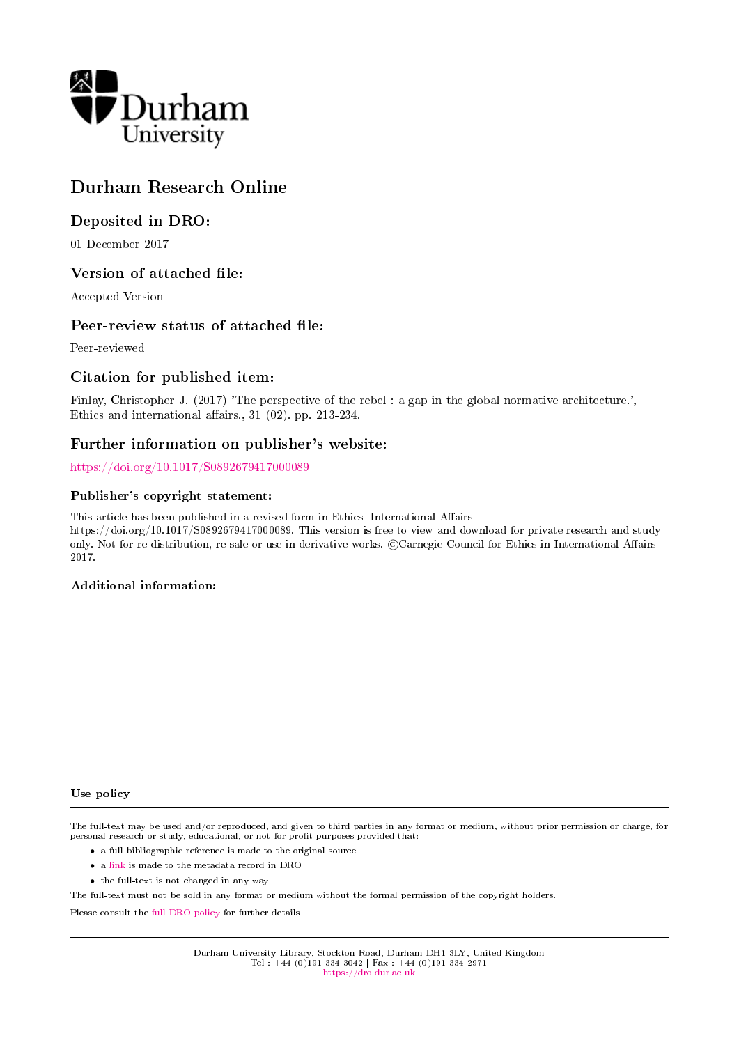Durham University

# Durham Research Online

## Deposited in DRO:

01 December 2017

## Version of attached file:

Accepted Version

## Peer-review status of attached file:

Peer-reviewed

## Citation for published item:

Finlay, Christopher J. (2017) 'The perspective of the rebel : a gap in the global normative architecture.', Ethics and international affairs., 31 (02). pp. 213-234.

## Further information on publisher's website:

https://doi.org/10.1017/S0892679417000089

### Publisher's copyright statement:

This article has been published in a revised form in Ethics International Affairs https://doi.org/10.1017/S0892679417000089. This version is free to view and download for private research and study only. Not for re-distribution, re-sale or use in derivative works. ©Carnegie Council for Ethics in International Affairs 2017.

### Additional information:

### Use policy

The full-text may be used and/or reproduced, and given to third parties in any format or medium, without prior permission or charge, for personal research or study, educational, or not-for-profit purposes provided that:

- a full bibliographic reference is made to the original source
- a link is made to the metadata record in DRO
- the full-text is not changed in any way

The full-text must not be sold in any format or medium without the formal permission of the copyright holders.

Please consult the full DRO policy for further details.

Durham University Library, Stockton Road, Durham DH1 3LY, United Kingdom
Tel : +44 (0)191 334 3042 | Fax : +44 (0)191 334 2971
https://dro.dur.ac.uk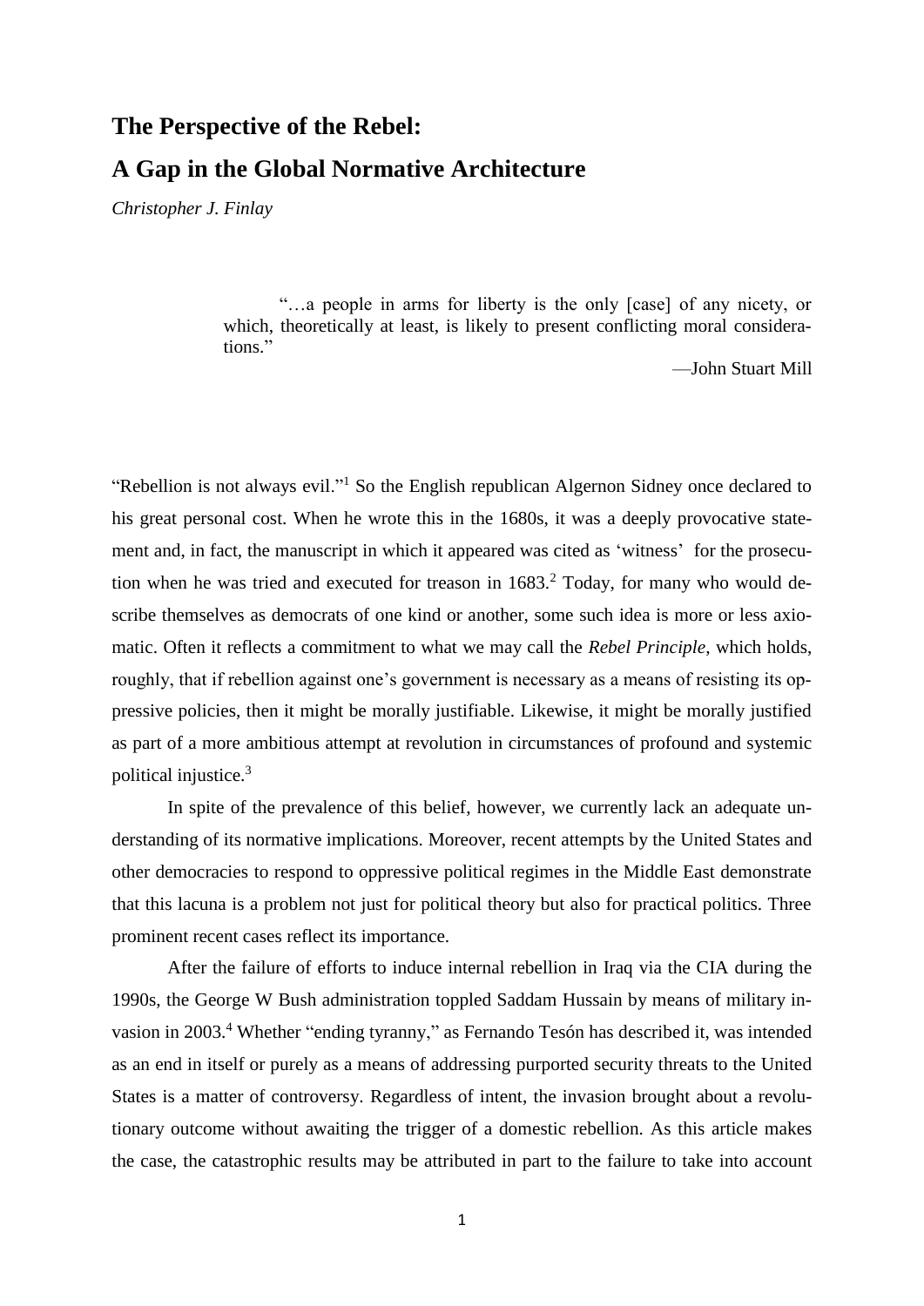# The Perspective of the Rebel:

# A Gap in the Global Normative Architecture

*Christopher J. Finlay*

> "…a people in arms for liberty is the only [case] of any nicety, or which, theoretically at least, is likely to present conflicting moral considerations."
>
> —John Stuart Mill

"Rebellion is not always evil."[1] So the English republican Algernon Sidney once declared to his great personal cost. When he wrote this in the 1680s, it was a deeply provocative statement and, in fact, the manuscript in which it appeared was cited as 'witness' for the prosecution when he was tried and executed for treason in 1683.[2] Today, for many who would describe themselves as democrats of one kind or another, some such idea is more or less axiomatic. Often it reflects a commitment to what we may call the *Rebel Principle*, which holds, roughly, that if rebellion against one's government is necessary as a means of resisting its oppressive policies, then it might be morally justifiable. Likewise, it might be morally justified as part of a more ambitious attempt at revolution in circumstances of profound and systemic political injustice.[3]

In spite of the prevalence of this belief, however, we currently lack an adequate understanding of its normative implications. Moreover, recent attempts by the United States and other democracies to respond to oppressive political regimes in the Middle East demonstrate that this lacuna is a problem not just for political theory but also for practical politics. Three prominent recent cases reflect its importance.

After the failure of efforts to induce internal rebellion in Iraq via the CIA during the 1990s, the George W Bush administration toppled Saddam Hussain by means of military invasion in 2003.[4] Whether "ending tyranny," as Fernando Tesón has described it, was intended as an end in itself or purely as a means of addressing purported security threats to the United States is a matter of controversy. Regardless of intent, the invasion brought about a revolutionary outcome without awaiting the trigger of a domestic rebellion. As this article makes the case, the catastrophic results may be attributed in part to the failure to take into account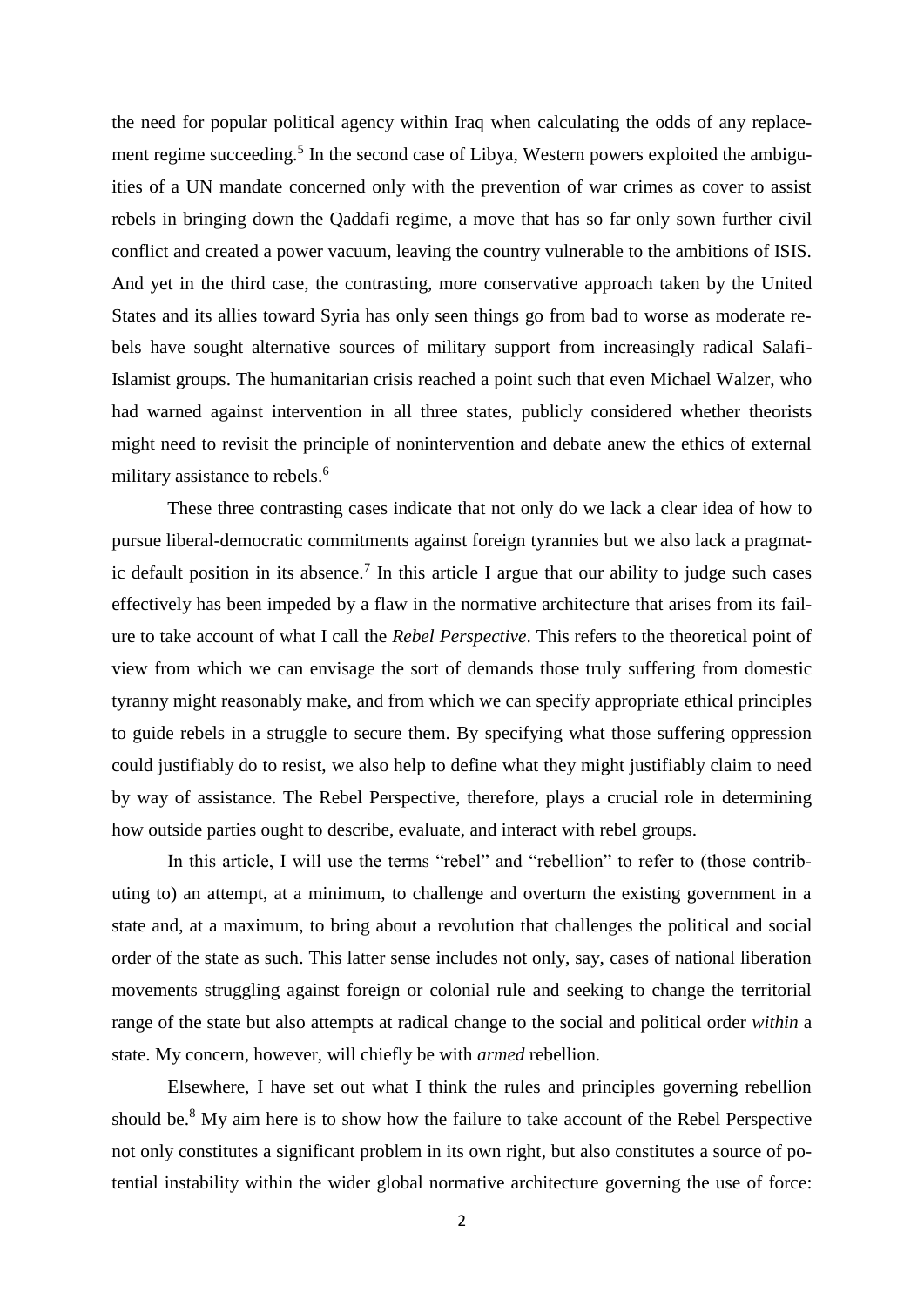the need for popular political agency within Iraq when calculating the odds of any replacement regime succeeding.[5] In the second case of Libya, Western powers exploited the ambiguities of a UN mandate concerned only with the prevention of war crimes as cover to assist rebels in bringing down the Qaddafi regime, a move that has so far only sown further civil conflict and created a power vacuum, leaving the country vulnerable to the ambitions of ISIS. And yet in the third case, the contrasting, more conservative approach taken by the United States and its allies toward Syria has only seen things go from bad to worse as moderate rebels have sought alternative sources of military support from increasingly radical Salafi-Islamist groups. The humanitarian crisis reached a point such that even Michael Walzer, who had warned against intervention in all three states, publicly considered whether theorists might need to revisit the principle of nonintervention and debate anew the ethics of external military assistance to rebels.[6]

These three contrasting cases indicate that not only do we lack a clear idea of how to pursue liberal-democratic commitments against foreign tyrannies but we also lack a pragmatic default position in its absence.[7] In this article I argue that our ability to judge such cases effectively has been impeded by a flaw in the normative architecture that arises from its failure to take account of what I call the *Rebel Perspective*. This refers to the theoretical point of view from which we can envisage the sort of demands those truly suffering from domestic tyranny might reasonably make, and from which we can specify appropriate ethical principles to guide rebels in a struggle to secure them. By specifying what those suffering oppression could justifiably do to resist, we also help to define what they might justifiably claim to need by way of assistance. The Rebel Perspective, therefore, plays a crucial role in determining how outside parties ought to describe, evaluate, and interact with rebel groups.

In this article, I will use the terms "rebel" and "rebellion" to refer to (those contributing to) an attempt, at a minimum, to challenge and overturn the existing government in a state and, at a maximum, to bring about a revolution that challenges the political and social order of the state as such. This latter sense includes not only, say, cases of national liberation movements struggling against foreign or colonial rule and seeking to change the territorial range of the state but also attempts at radical change to the social and political order *within* a state. My concern, however, will chiefly be with *armed* rebellion.

Elsewhere, I have set out what I think the rules and principles governing rebellion should be.[8] My aim here is to show how the failure to take account of the Rebel Perspective not only constitutes a significant problem in its own right, but also constitutes a source of potential instability within the wider global normative architecture governing the use of force: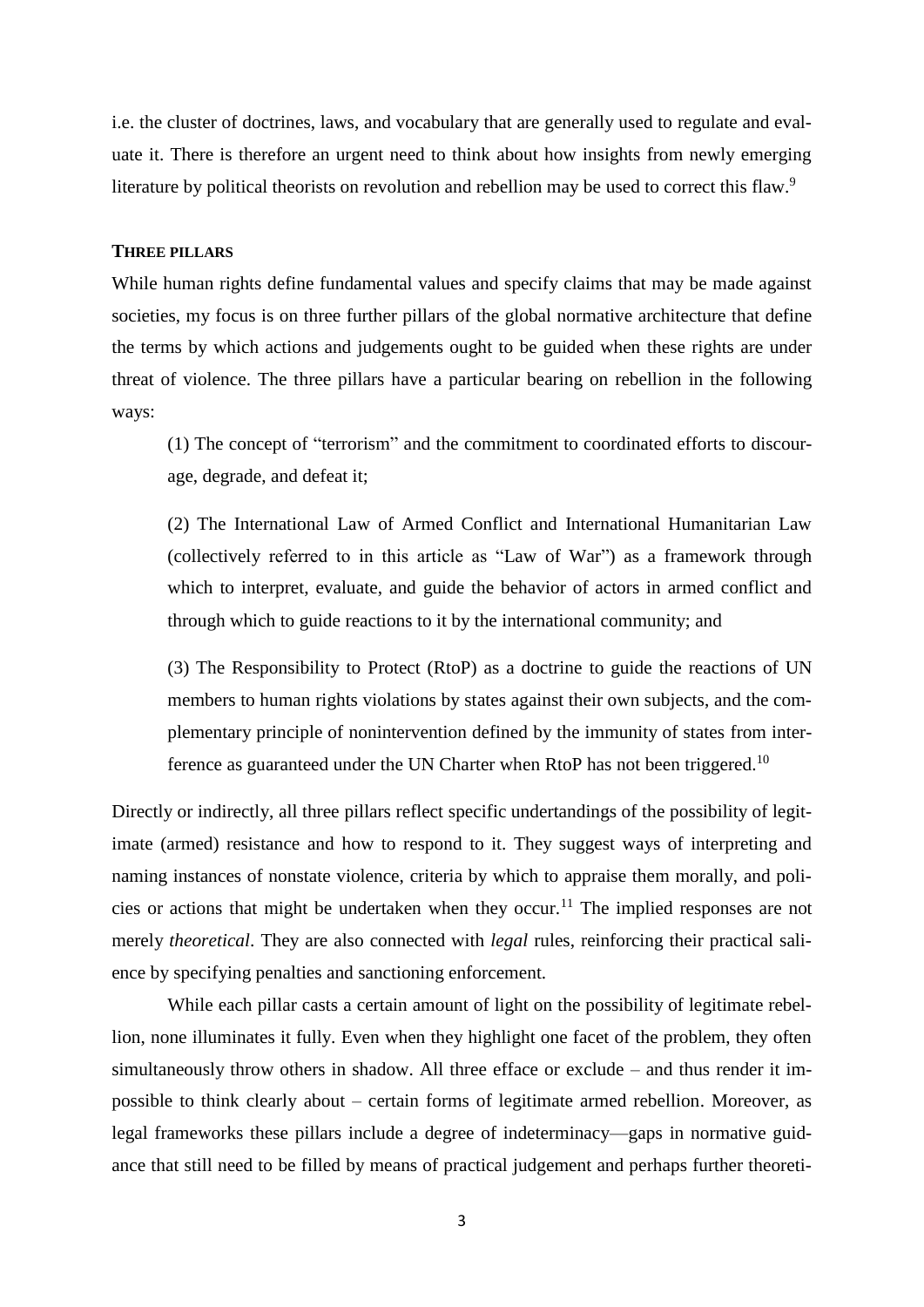i.e. the cluster of doctrines, laws, and vocabulary that are generally used to regulate and evaluate it. There is therefore an urgent need to think about how insights from newly emerging literature by political theorists on revolution and rebellion may be used to correct this flaw.[9]

## THREE PILLARS

While human rights define fundamental values and specify claims that may be made against societies, my focus is on three further pillars of the global normative architecture that define the terms by which actions and judgements ought to be guided when these rights are under threat of violence. The three pillars have a particular bearing on rebellion in the following ways:

> (1) The concept of "terrorism" and the commitment to coordinated efforts to discourage, degrade, and defeat it;
>
> (2) The International Law of Armed Conflict and International Humanitarian Law (collectively referred to in this article as "Law of War") as a framework through which to interpret, evaluate, and guide the behavior of actors in armed conflict and through which to guide reactions to it by the international community; and
>
> (3) The Responsibility to Protect (RtoP) as a doctrine to guide the reactions of UN members to human rights violations by states against their own subjects, and the complementary principle of nonintervention defined by the immunity of states from interference as guaranteed under the UN Charter when RtoP has not been triggered.[10]

Directly or indirectly, all three pillars reflect specific undertandings of the possibility of legitimate (armed) resistance and how to respond to it. They suggest ways of interpreting and naming instances of nonstate violence, criteria by which to appraise them morally, and policies or actions that might be undertaken when they occur.[11] The implied responses are not merely *theoretical*. They are also connected with *legal* rules, reinforcing their practical salience by specifying penalties and sanctioning enforcement.

While each pillar casts a certain amount of light on the possibility of legitimate rebellion, none illuminates it fully. Even when they highlight one facet of the problem, they often simultaneously throw others in shadow. All three efface or exclude – and thus render it impossible to think clearly about – certain forms of legitimate armed rebellion. Moreover, as legal frameworks these pillars include a degree of indeterminacy—gaps in normative guidance that still need to be filled by means of practical judgement and perhaps further theoreti-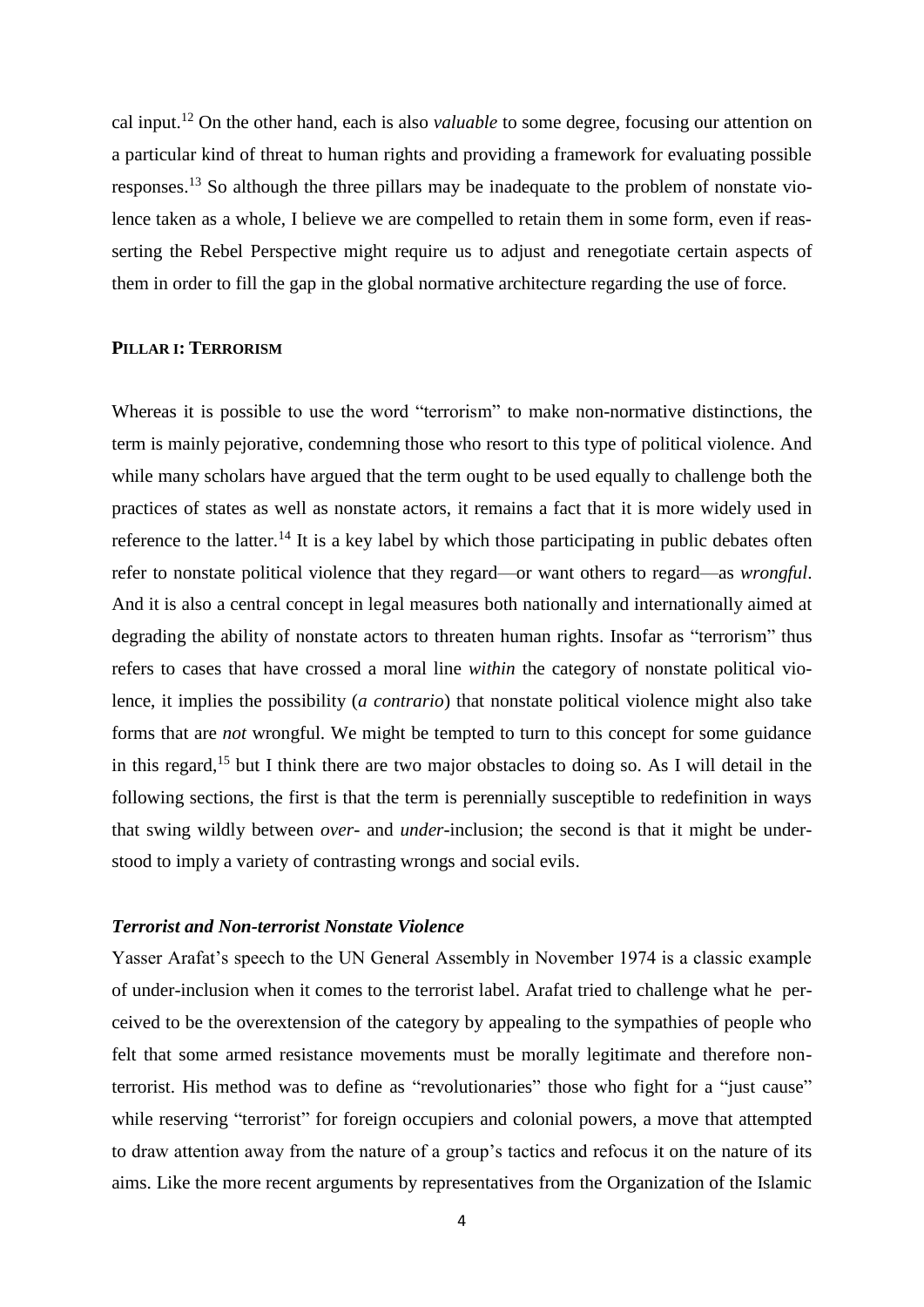cal input.[12] On the other hand, each is also *valuable* to some degree, focusing our attention on a particular kind of threat to human rights and providing a framework for evaluating possible responses.[13] So although the three pillars may be inadequate to the problem of nonstate violence taken as a whole, I believe we are compelled to retain them in some form, even if reasserting the Rebel Perspective might require us to adjust and renegotiate certain aspects of them in order to fill the gap in the global normative architecture regarding the use of force.

## PILLAR I: TERRORISM

Whereas it is possible to use the word "terrorism" to make non-normative distinctions, the term is mainly pejorative, condemning those who resort to this type of political violence. And while many scholars have argued that the term ought to be used equally to challenge both the practices of states as well as nonstate actors, it remains a fact that it is more widely used in reference to the latter.[14] It is a key label by which those participating in public debates often refer to nonstate political violence that they regard—or want others to regard—as *wrongful*. And it is also a central concept in legal measures both nationally and internationally aimed at degrading the ability of nonstate actors to threaten human rights. Insofar as "terrorism" thus refers to cases that have crossed a moral line *within* the category of nonstate political violence, it implies the possibility (*a contrario*) that nonstate political violence might also take forms that are *not* wrongful. We might be tempted to turn to this concept for some guidance in this regard,[15] but I think there are two major obstacles to doing so. As I will detail in the following sections, the first is that the term is perennially susceptible to redefinition in ways that swing wildly between *over*- and *under*-inclusion; the second is that it might be understood to imply a variety of contrasting wrongs and social evils.

### *Terrorist and Non-terrorist Nonstate Violence*

Yasser Arafat's speech to the UN General Assembly in November 1974 is a classic example of under-inclusion when it comes to the terrorist label. Arafat tried to challenge what he perceived to be the overextension of the category by appealing to the sympathies of people who felt that some armed resistance movements must be morally legitimate and therefore non-terrorist. His method was to define as "revolutionaries" those who fight for a "just cause" while reserving "terrorist" for foreign occupiers and colonial powers, a move that attempted to draw attention away from the nature of a group's tactics and refocus it on the nature of its aims. Like the more recent arguments by representatives from the Organization of the Islamic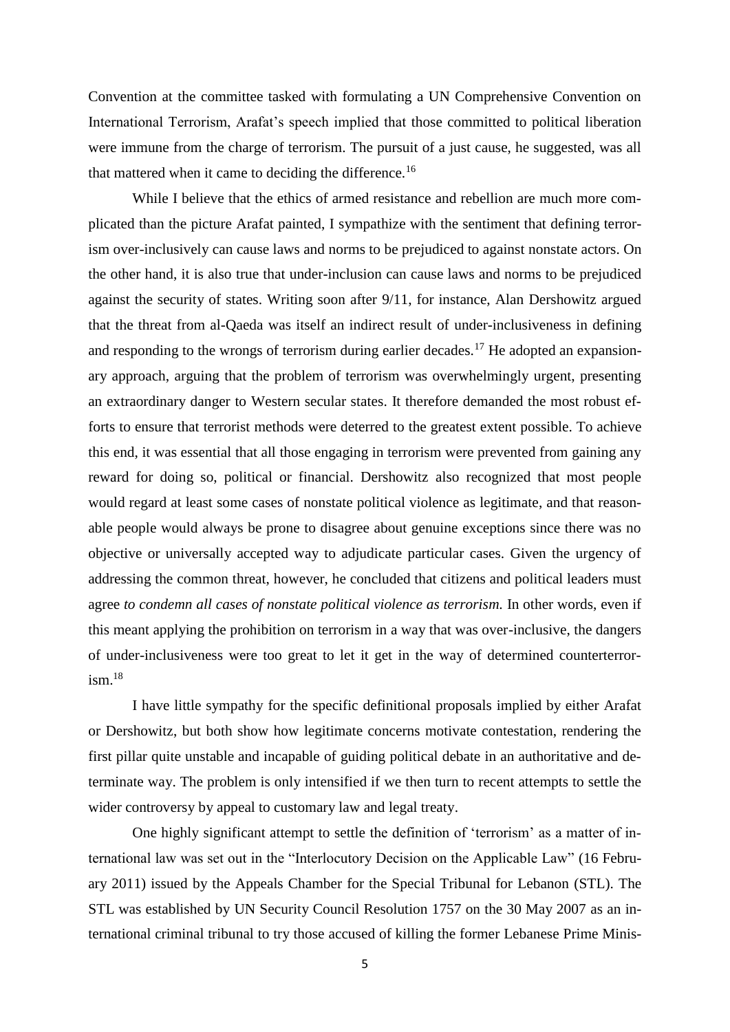Convention at the committee tasked with formulating a UN Comprehensive Convention on International Terrorism, Arafat's speech implied that those committed to political liberation were immune from the charge of terrorism. The pursuit of a just cause, he suggested, was all that mattered when it came to deciding the difference.[16]

While I believe that the ethics of armed resistance and rebellion are much more complicated than the picture Arafat painted, I sympathize with the sentiment that defining terrorism over-inclusively can cause laws and norms to be prejudiced to against nonstate actors. On the other hand, it is also true that under-inclusion can cause laws and norms to be prejudiced against the security of states. Writing soon after 9/11, for instance, Alan Dershowitz argued that the threat from al-Qaeda was itself an indirect result of under-inclusiveness in defining and responding to the wrongs of terrorism during earlier decades.[17] He adopted an expansionary approach, arguing that the problem of terrorism was overwhelmingly urgent, presenting an extraordinary danger to Western secular states. It therefore demanded the most robust efforts to ensure that terrorist methods were deterred to the greatest extent possible. To achieve this end, it was essential that all those engaging in terrorism were prevented from gaining any reward for doing so, political or financial. Dershowitz also recognized that most people would regard at least some cases of nonstate political violence as legitimate, and that reasonable people would always be prone to disagree about genuine exceptions since there was no objective or universally accepted way to adjudicate particular cases. Given the urgency of addressing the common threat, however, he concluded that citizens and political leaders must agree *to condemn all cases of nonstate political violence as terrorism.* In other words, even if this meant applying the prohibition on terrorism in a way that was over-inclusive, the dangers of under-inclusiveness were too great to let it get in the way of determined counterterrorism.[18]

I have little sympathy for the specific definitional proposals implied by either Arafat or Dershowitz, but both show how legitimate concerns motivate contestation, rendering the first pillar quite unstable and incapable of guiding political debate in an authoritative and determinate way. The problem is only intensified if we then turn to recent attempts to settle the wider controversy by appeal to customary law and legal treaty.

One highly significant attempt to settle the definition of 'terrorism' as a matter of international law was set out in the "Interlocutory Decision on the Applicable Law" (16 February 2011) issued by the Appeals Chamber for the Special Tribunal for Lebanon (STL). The STL was established by UN Security Council Resolution 1757 on the 30 May 2007 as an international criminal tribunal to try those accused of killing the former Lebanese Prime Minis-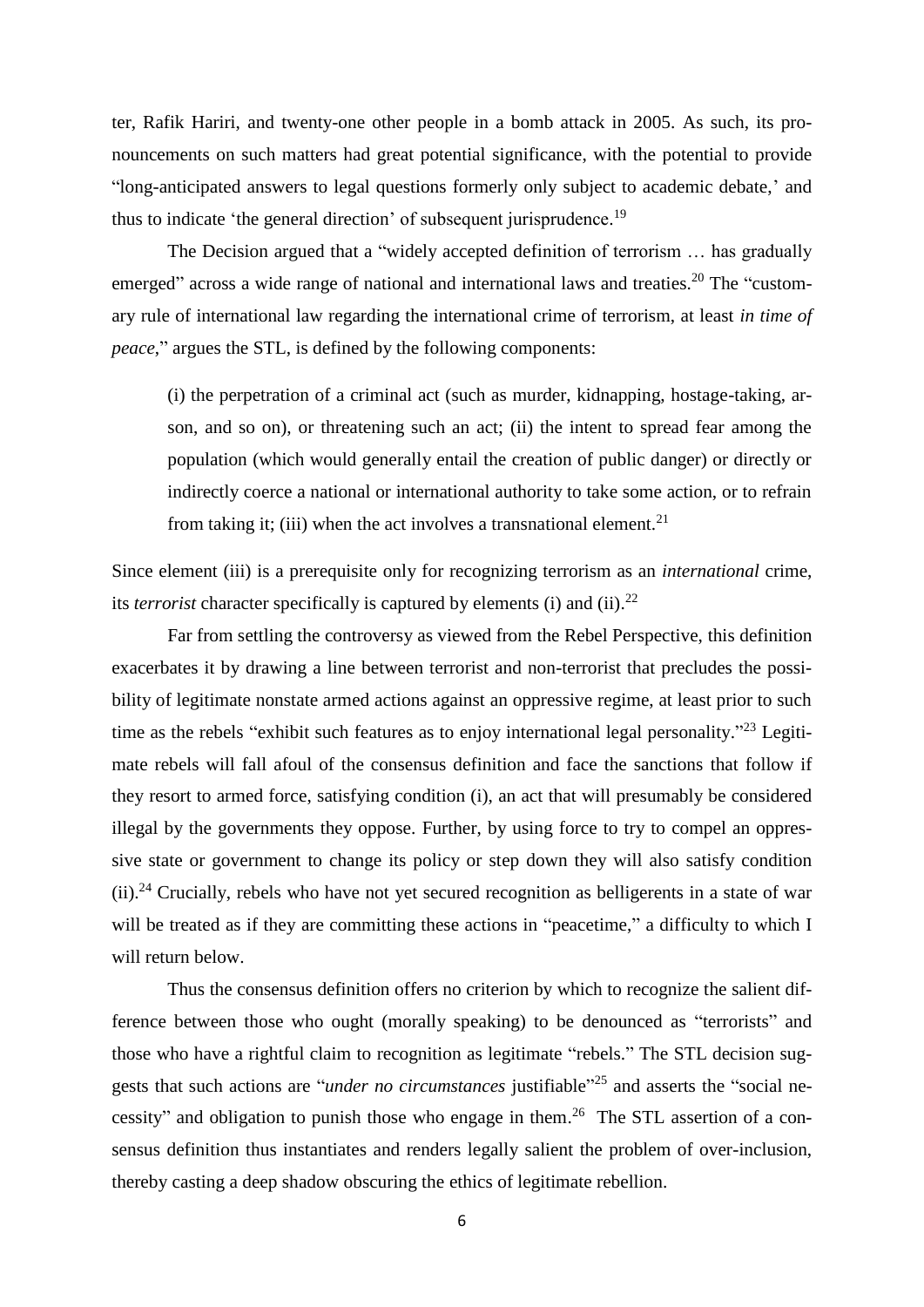ter, Rafik Hariri, and twenty-one other people in a bomb attack in 2005. As such, its pronouncements on such matters had great potential significance, with the potential to provide "long-anticipated answers to legal questions formerly only subject to academic debate,' and thus to indicate 'the general direction' of subsequent jurisprudence.[19]

The Decision argued that a "widely accepted definition of terrorism … has gradually emerged" across a wide range of national and international laws and treaties.[20] The "customary rule of international law regarding the international crime of terrorism, at least *in time of peace*," argues the STL, is defined by the following components:

> (i) the perpetration of a criminal act (such as murder, kidnapping, hostage-taking, arson, and so on), or threatening such an act; (ii) the intent to spread fear among the population (which would generally entail the creation of public danger) or directly or indirectly coerce a national or international authority to take some action, or to refrain from taking it; (iii) when the act involves a transnational element.[21]

Since element (iii) is a prerequisite only for recognizing terrorism as an *international* crime, its *terrorist* character specifically is captured by elements (i) and (ii).[22]

Far from settling the controversy as viewed from the Rebel Perspective, this definition exacerbates it by drawing a line between terrorist and non-terrorist that precludes the possibility of legitimate nonstate armed actions against an oppressive regime, at least prior to such time as the rebels "exhibit such features as to enjoy international legal personality."[23] Legitimate rebels will fall afoul of the consensus definition and face the sanctions that follow if they resort to armed force, satisfying condition (i), an act that will presumably be considered illegal by the governments they oppose. Further, by using force to try to compel an oppressive state or government to change its policy or step down they will also satisfy condition (ii).[24] Crucially, rebels who have not yet secured recognition as belligerents in a state of war will be treated as if they are committing these actions in "peacetime," a difficulty to which I will return below.

Thus the consensus definition offers no criterion by which to recognize the salient difference between those who ought (morally speaking) to be denounced as "terrorists" and those who have a rightful claim to recognition as legitimate "rebels." The STL decision suggests that such actions are "*under no circumstances* justifiable"[25] and asserts the "social necessity" and obligation to punish those who engage in them.[26] The STL assertion of a consensus definition thus instantiates and renders legally salient the problem of over-inclusion, thereby casting a deep shadow obscuring the ethics of legitimate rebellion.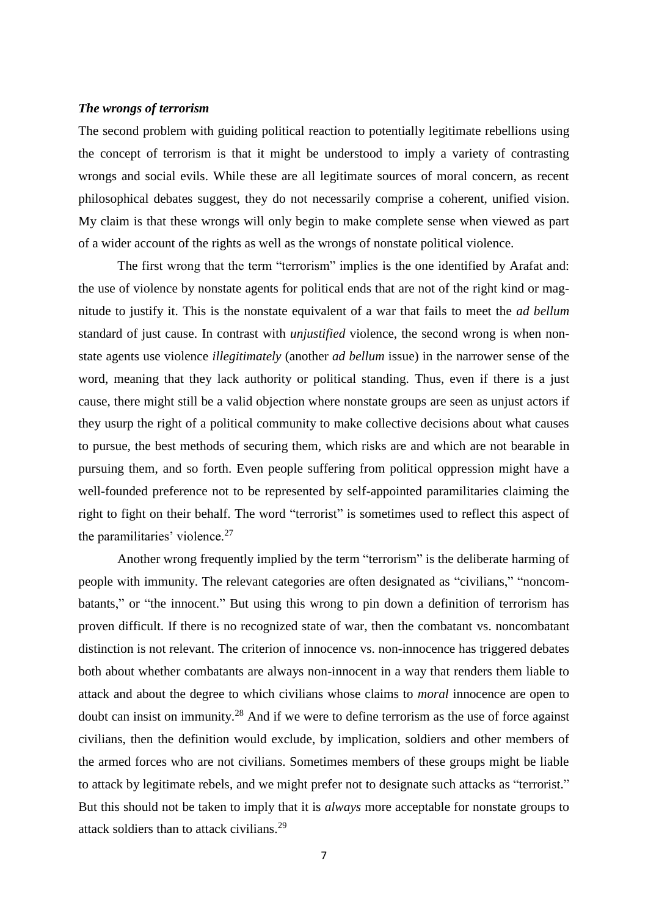### *The wrongs of terrorism*

The second problem with guiding political reaction to potentially legitimate rebellions using the concept of terrorism is that it might be understood to imply a variety of contrasting wrongs and social evils. While these are all legitimate sources of moral concern, as recent philosophical debates suggest, they do not necessarily comprise a coherent, unified vision. My claim is that these wrongs will only begin to make complete sense when viewed as part of a wider account of the rights as well as the wrongs of nonstate political violence.

The first wrong that the term "terrorism" implies is the one identified by Arafat and: the use of violence by nonstate agents for political ends that are not of the right kind or magnitude to justify it. This is the nonstate equivalent of a war that fails to meet the *ad bellum* standard of just cause. In contrast with *unjustified* violence, the second wrong is when nonstate agents use violence *illegitimately* (another *ad bellum* issue) in the narrower sense of the word, meaning that they lack authority or political standing. Thus, even if there is a just cause, there might still be a valid objection where nonstate groups are seen as unjust actors if they usurp the right of a political community to make collective decisions about what causes to pursue, the best methods of securing them, which risks are and which are not bearable in pursuing them, and so forth. Even people suffering from political oppression might have a well-founded preference not to be represented by self-appointed paramilitaries claiming the right to fight on their behalf. The word "terrorist" is sometimes used to reflect this aspect of the paramilitaries' violence.[27]

Another wrong frequently implied by the term "terrorism" is the deliberate harming of people with immunity. The relevant categories are often designated as "civilians," "noncombatants," or "the innocent." But using this wrong to pin down a definition of terrorism has proven difficult. If there is no recognized state of war, then the combatant vs. noncombatant distinction is not relevant. The criterion of innocence vs. non-innocence has triggered debates both about whether combatants are always non-innocent in a way that renders them liable to attack and about the degree to which civilians whose claims to *moral* innocence are open to doubt can insist on immunity.[28] And if we were to define terrorism as the use of force against civilians, then the definition would exclude, by implication, soldiers and other members of the armed forces who are not civilians. Sometimes members of these groups might be liable to attack by legitimate rebels, and we might prefer not to designate such attacks as "terrorist." But this should not be taken to imply that it is *always* more acceptable for nonstate groups to attack soldiers than to attack civilians.[29]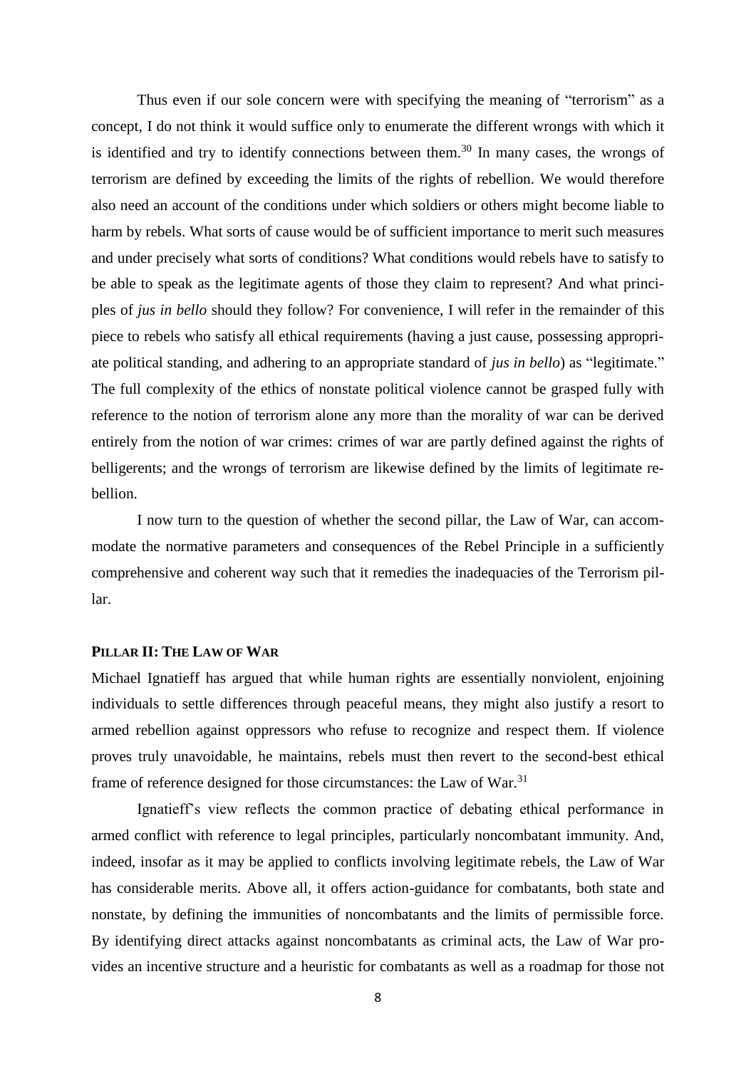Thus even if our sole concern were with specifying the meaning of "terrorism" as a concept, I do not think it would suffice only to enumerate the different wrongs with which it is identified and try to identify connections between them.[30] In many cases, the wrongs of terrorism are defined by exceeding the limits of the rights of rebellion. We would therefore also need an account of the conditions under which soldiers or others might become liable to harm by rebels. What sorts of cause would be of sufficient importance to merit such measures and under precisely what sorts of conditions? What conditions would rebels have to satisfy to be able to speak as the legitimate agents of those they claim to represent? And what principles of *jus in bello* should they follow? For convenience, I will refer in the remainder of this piece to rebels who satisfy all ethical requirements (having a just cause, possessing appropriate political standing, and adhering to an appropriate standard of *jus in bello*) as "legitimate." The full complexity of the ethics of nonstate political violence cannot be grasped fully with reference to the notion of terrorism alone any more than the morality of war can be derived entirely from the notion of war crimes: crimes of war are partly defined against the rights of belligerents; and the wrongs of terrorism are likewise defined by the limits of legitimate rebellion.

I now turn to the question of whether the second pillar, the Law of War, can accommodate the normative parameters and consequences of the Rebel Principle in a sufficiently comprehensive and coherent way such that it remedies the inadequacies of the Terrorism pillar.

## PILLAR II: THE LAW OF WAR

Michael Ignatieff has argued that while human rights are essentially nonviolent, enjoining individuals to settle differences through peaceful means, they might also justify a resort to armed rebellion against oppressors who refuse to recognize and respect them. If violence proves truly unavoidable, he maintains, rebels must then revert to the second-best ethical frame of reference designed for those circumstances: the Law of War.[31]

Ignatieff's view reflects the common practice of debating ethical performance in armed conflict with reference to legal principles, particularly noncombatant immunity. And, indeed, insofar as it may be applied to conflicts involving legitimate rebels, the Law of War has considerable merits. Above all, it offers action-guidance for combatants, both state and nonstate, by defining the immunities of noncombatants and the limits of permissible force. By identifying direct attacks against noncombatants as criminal acts, the Law of War provides an incentive structure and a heuristic for combatants as well as a roadmap for those not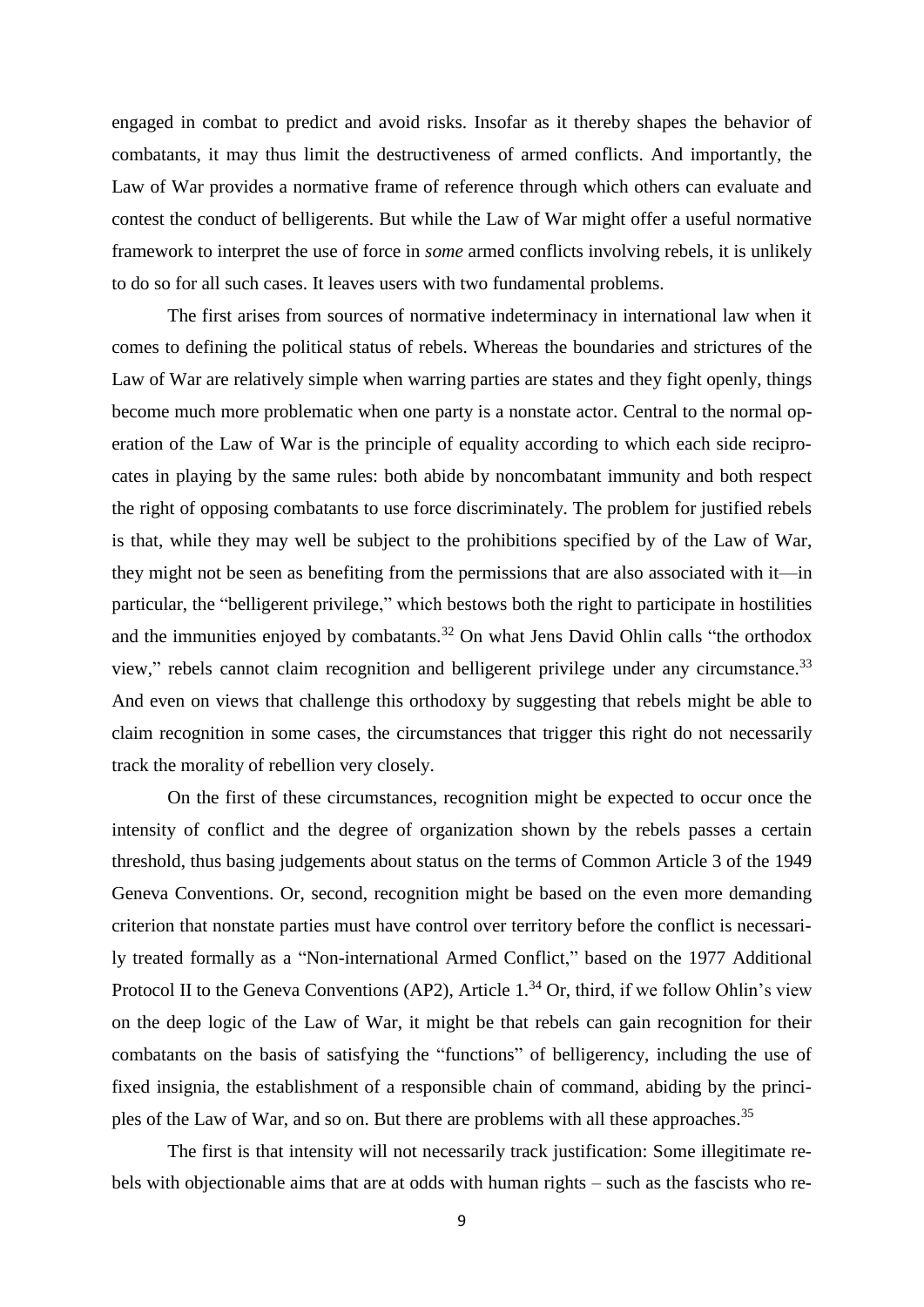engaged in combat to predict and avoid risks. Insofar as it thereby shapes the behavior of combatants, it may thus limit the destructiveness of armed conflicts. And importantly, the Law of War provides a normative frame of reference through which others can evaluate and contest the conduct of belligerents. But while the Law of War might offer a useful normative framework to interpret the use of force in *some* armed conflicts involving rebels, it is unlikely to do so for all such cases. It leaves users with two fundamental problems.

The first arises from sources of normative indeterminacy in international law when it comes to defining the political status of rebels. Whereas the boundaries and strictures of the Law of War are relatively simple when warring parties are states and they fight openly, things become much more problematic when one party is a nonstate actor. Central to the normal operation of the Law of War is the principle of equality according to which each side reciprocates in playing by the same rules: both abide by noncombatant immunity and both respect the right of opposing combatants to use force discriminately. The problem for justified rebels is that, while they may well be subject to the prohibitions specified by of the Law of War, they might not be seen as benefiting from the permissions that are also associated with it—in particular, the "belligerent privilege," which bestows both the right to participate in hostilities and the immunities enjoyed by combatants.[32] On what Jens David Ohlin calls "the orthodox view," rebels cannot claim recognition and belligerent privilege under any circumstance.[33] And even on views that challenge this orthodoxy by suggesting that rebels might be able to claim recognition in some cases, the circumstances that trigger this right do not necessarily track the morality of rebellion very closely.

On the first of these circumstances, recognition might be expected to occur once the intensity of conflict and the degree of organization shown by the rebels passes a certain threshold, thus basing judgements about status on the terms of Common Article 3 of the 1949 Geneva Conventions. Or, second, recognition might be based on the even more demanding criterion that nonstate parties must have control over territory before the conflict is necessarily treated formally as a "Non-international Armed Conflict," based on the 1977 Additional Protocol II to the Geneva Conventions (AP2), Article 1.[34] Or, third, if we follow Ohlin's view on the deep logic of the Law of War, it might be that rebels can gain recognition for their combatants on the basis of satisfying the "functions" of belligerency, including the use of fixed insignia, the establishment of a responsible chain of command, abiding by the principles of the Law of War, and so on. But there are problems with all these approaches.[35]

The first is that intensity will not necessarily track justification: Some illegitimate rebels with objectionable aims that are at odds with human rights – such as the fascists who re-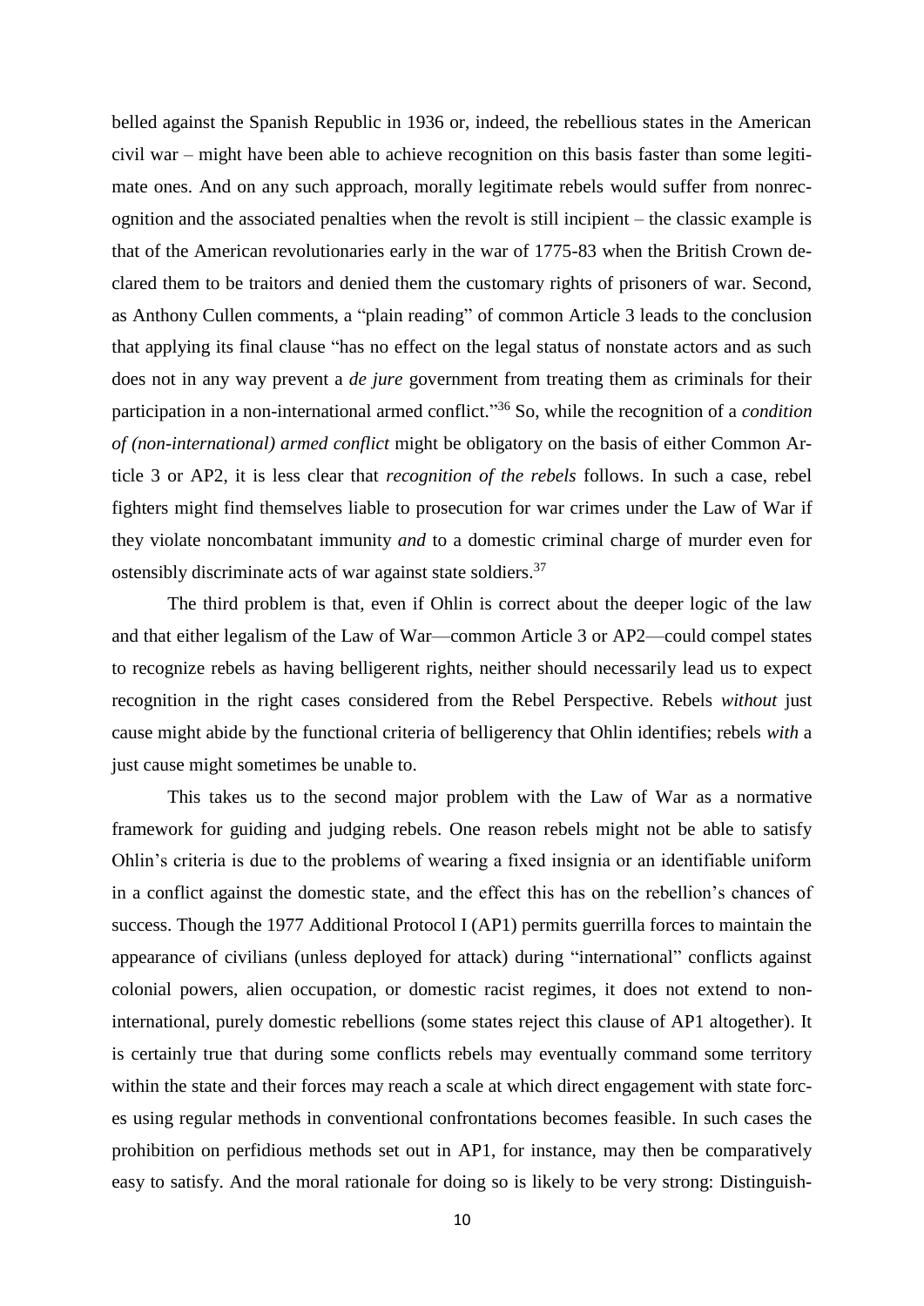belled against the Spanish Republic in 1936 or, indeed, the rebellious states in the American civil war – might have been able to achieve recognition on this basis faster than some legitimate ones. And on any such approach, morally legitimate rebels would suffer from nonrecognition and the associated penalties when the revolt is still incipient – the classic example is that of the American revolutionaries early in the war of 1775-83 when the British Crown declared them to be traitors and denied them the customary rights of prisoners of war. Second, as Anthony Cullen comments, a "plain reading" of common Article 3 leads to the conclusion that applying its final clause "has no effect on the legal status of nonstate actors and as such does not in any way prevent a *de jure* government from treating them as criminals for their participation in a non-international armed conflict."[36] So, while the recognition of a *condition of (non-international) armed conflict* might be obligatory on the basis of either Common Article 3 or AP2, it is less clear that *recognition of the rebels* follows. In such a case, rebel fighters might find themselves liable to prosecution for war crimes under the Law of War if they violate noncombatant immunity *and* to a domestic criminal charge of murder even for ostensibly discriminate acts of war against state soldiers.[37]

The third problem is that, even if Ohlin is correct about the deeper logic of the law and that either legalism of the Law of War—common Article 3 or AP2—could compel states to recognize rebels as having belligerent rights, neither should necessarily lead us to expect recognition in the right cases considered from the Rebel Perspective. Rebels *without* just cause might abide by the functional criteria of belligerency that Ohlin identifies; rebels *with* a just cause might sometimes be unable to.

This takes us to the second major problem with the Law of War as a normative framework for guiding and judging rebels. One reason rebels might not be able to satisfy Ohlin's criteria is due to the problems of wearing a fixed insignia or an identifiable uniform in a conflict against the domestic state, and the effect this has on the rebellion's chances of success. Though the 1977 Additional Protocol I (AP1) permits guerrilla forces to maintain the appearance of civilians (unless deployed for attack) during "international" conflicts against colonial powers, alien occupation, or domestic racist regimes, it does not extend to non-international, purely domestic rebellions (some states reject this clause of AP1 altogether). It is certainly true that during some conflicts rebels may eventually command some territory within the state and their forces may reach a scale at which direct engagement with state forces using regular methods in conventional confrontations becomes feasible. In such cases the prohibition on perfidious methods set out in AP1, for instance, may then be comparatively easy to satisfy. And the moral rationale for doing so is likely to be very strong: Distinguish-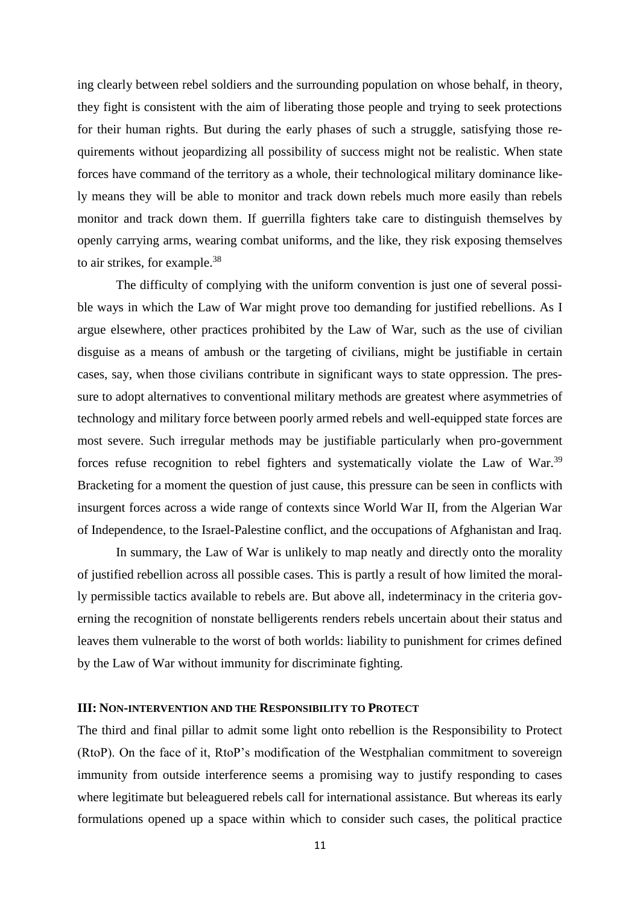ing clearly between rebel soldiers and the surrounding population on whose behalf, in theory, they fight is consistent with the aim of liberating those people and trying to seek protections for their human rights. But during the early phases of such a struggle, satisfying those requirements without jeopardizing all possibility of success might not be realistic. When state forces have command of the territory as a whole, their technological military dominance likely means they will be able to monitor and track down rebels much more easily than rebels monitor and track down them. If guerrilla fighters take care to distinguish themselves by openly carrying arms, wearing combat uniforms, and the like, they risk exposing themselves to air strikes, for example.[38]

The difficulty of complying with the uniform convention is just one of several possible ways in which the Law of War might prove too demanding for justified rebellions. As I argue elsewhere, other practices prohibited by the Law of War, such as the use of civilian disguise as a means of ambush or the targeting of civilians, might be justifiable in certain cases, say, when those civilians contribute in significant ways to state oppression. The pressure to adopt alternatives to conventional military methods are greatest where asymmetries of technology and military force between poorly armed rebels and well-equipped state forces are most severe. Such irregular methods may be justifiable particularly when pro-government forces refuse recognition to rebel fighters and systematically violate the Law of War.[39] Bracketing for a moment the question of just cause, this pressure can be seen in conflicts with insurgent forces across a wide range of contexts since World War II, from the Algerian War of Independence, to the Israel-Palestine conflict, and the occupations of Afghanistan and Iraq.

In summary, the Law of War is unlikely to map neatly and directly onto the morality of justified rebellion across all possible cases. This is partly a result of how limited the morally permissible tactics available to rebels are. But above all, indeterminacy in the criteria governing the recognition of nonstate belligerents renders rebels uncertain about their status and leaves them vulnerable to the worst of both worlds: liability to punishment for crimes defined by the Law of War without immunity for discriminate fighting.

### III: Non-intervention and the Responsibility to Protect

The third and final pillar to admit some light onto rebellion is the Responsibility to Protect (RtoP). On the face of it, RtoP's modification of the Westphalian commitment to sovereign immunity from outside interference seems a promising way to justify responding to cases where legitimate but beleaguered rebels call for international assistance. But whereas its early formulations opened up a space within which to consider such cases, the political practice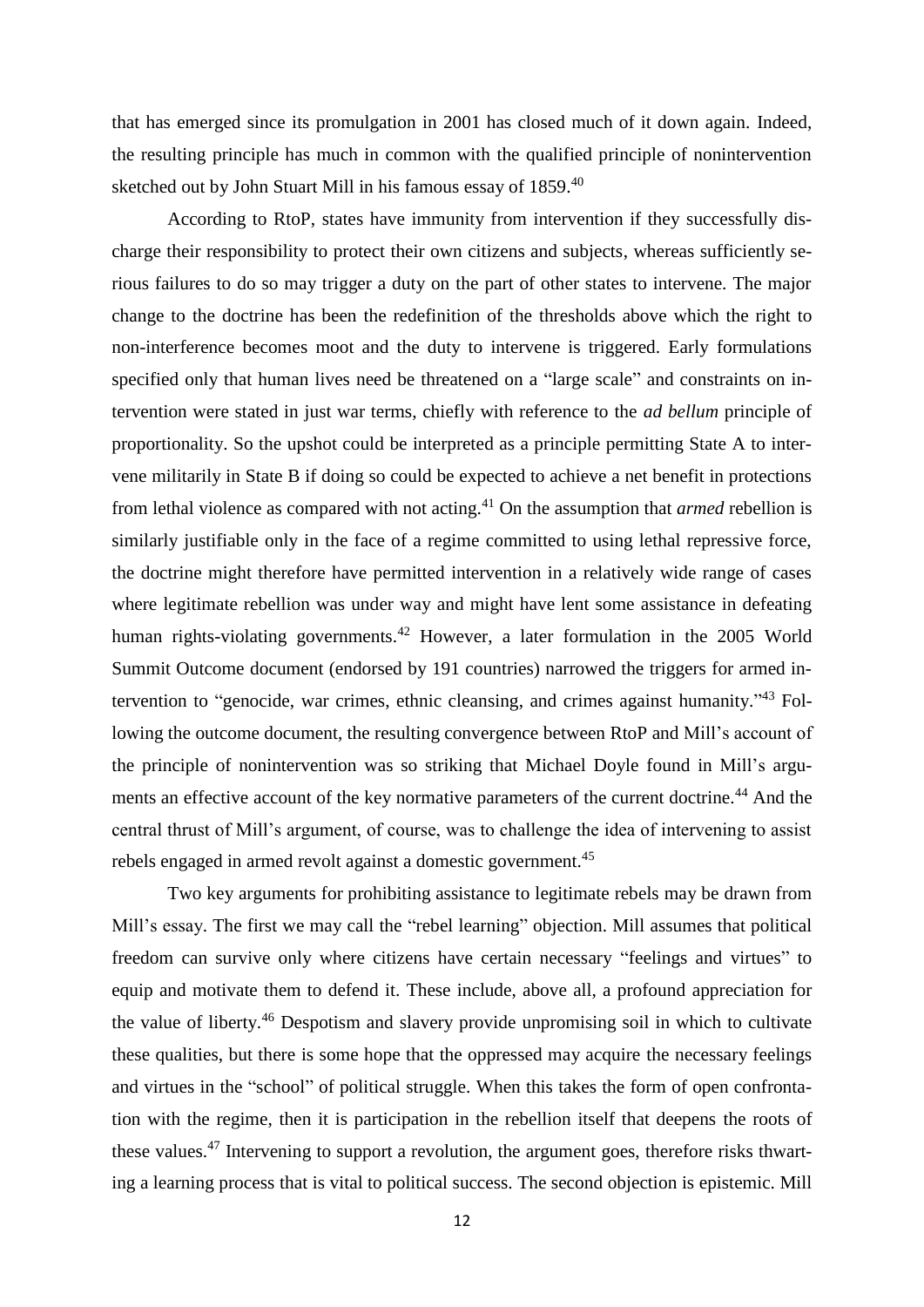that has emerged since its promulgation in 2001 has closed much of it down again. Indeed, the resulting principle has much in common with the qualified principle of nonintervention sketched out by John Stuart Mill in his famous essay of 1859.[40]

According to RtoP, states have immunity from intervention if they successfully discharge their responsibility to protect their own citizens and subjects, whereas sufficiently serious failures to do so may trigger a duty on the part of other states to intervene. The major change to the doctrine has been the redefinition of the thresholds above which the right to non-interference becomes moot and the duty to intervene is triggered. Early formulations specified only that human lives need be threatened on a "large scale" and constraints on intervention were stated in just war terms, chiefly with reference to the *ad bellum* principle of proportionality. So the upshot could be interpreted as a principle permitting State A to intervene militarily in State B if doing so could be expected to achieve a net benefit in protections from lethal violence as compared with not acting.[41] On the assumption that *armed* rebellion is similarly justifiable only in the face of a regime committed to using lethal repressive force, the doctrine might therefore have permitted intervention in a relatively wide range of cases where legitimate rebellion was under way and might have lent some assistance in defeating human rights-violating governments.[42] However, a later formulation in the 2005 World Summit Outcome document (endorsed by 191 countries) narrowed the triggers for armed intervention to "genocide, war crimes, ethnic cleansing, and crimes against humanity."[43] Following the outcome document, the resulting convergence between RtoP and Mill's account of the principle of nonintervention was so striking that Michael Doyle found in Mill's arguments an effective account of the key normative parameters of the current doctrine.[44] And the central thrust of Mill's argument, of course, was to challenge the idea of intervening to assist rebels engaged in armed revolt against a domestic government.[45]

Two key arguments for prohibiting assistance to legitimate rebels may be drawn from Mill's essay. The first we may call the "rebel learning" objection. Mill assumes that political freedom can survive only where citizens have certain necessary "feelings and virtues" to equip and motivate them to defend it. These include, above all, a profound appreciation for the value of liberty.[46] Despotism and slavery provide unpromising soil in which to cultivate these qualities, but there is some hope that the oppressed may acquire the necessary feelings and virtues in the "school" of political struggle. When this takes the form of open confrontation with the regime, then it is participation in the rebellion itself that deepens the roots of these values.[47] Intervening to support a revolution, the argument goes, therefore risks thwarting a learning process that is vital to political success. The second objection is epistemic. Mill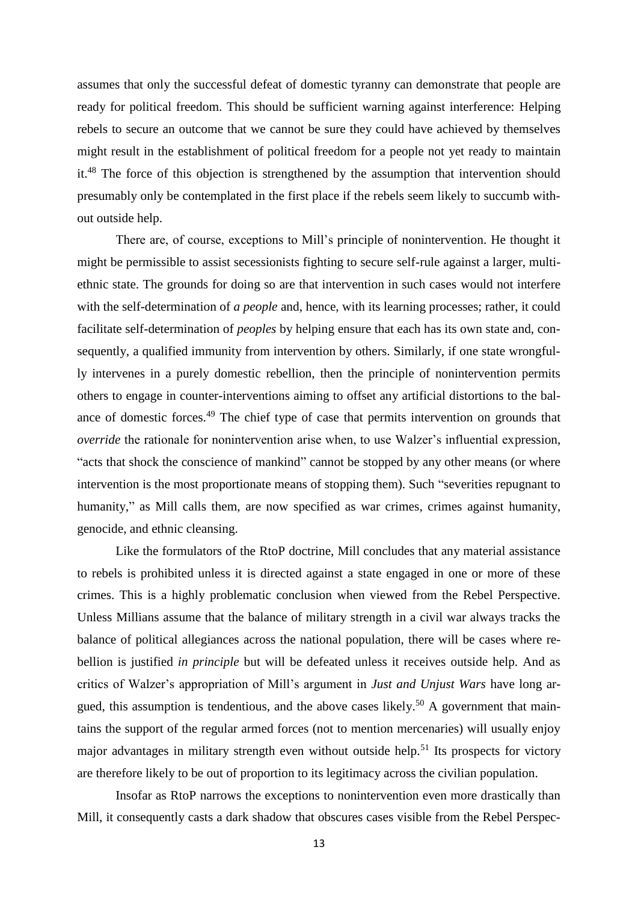assumes that only the successful defeat of domestic tyranny can demonstrate that people are ready for political freedom. This should be sufficient warning against interference: Helping rebels to secure an outcome that we cannot be sure they could have achieved by themselves might result in the establishment of political freedom for a people not yet ready to maintain it.[48] The force of this objection is strengthened by the assumption that intervention should presumably only be contemplated in the first place if the rebels seem likely to succumb without outside help.

There are, of course, exceptions to Mill's principle of nonintervention. He thought it might be permissible to assist secessionists fighting to secure self-rule against a larger, multi-ethnic state. The grounds for doing so are that intervention in such cases would not interfere with the self-determination of *a people* and, hence, with its learning processes; rather, it could facilitate self-determination of *peoples* by helping ensure that each has its own state and, consequently, a qualified immunity from intervention by others. Similarly, if one state wrongfully intervenes in a purely domestic rebellion, then the principle of nonintervention permits others to engage in counter-interventions aiming to offset any artificial distortions to the balance of domestic forces.[49] The chief type of case that permits intervention on grounds that *override* the rationale for nonintervention arise when, to use Walzer's influential expression, "acts that shock the conscience of mankind" cannot be stopped by any other means (or where intervention is the most proportionate means of stopping them). Such "severities repugnant to humanity," as Mill calls them, are now specified as war crimes, crimes against humanity, genocide, and ethnic cleansing.

Like the formulators of the RtoP doctrine, Mill concludes that any material assistance to rebels is prohibited unless it is directed against a state engaged in one or more of these crimes. This is a highly problematic conclusion when viewed from the Rebel Perspective. Unless Millians assume that the balance of military strength in a civil war always tracks the balance of political allegiances across the national population, there will be cases where rebellion is justified *in principle* but will be defeated unless it receives outside help. And as critics of Walzer's appropriation of Mill's argument in *Just and Unjust Wars* have long argued, this assumption is tendentious, and the above cases likely.[50] A government that maintains the support of the regular armed forces (not to mention mercenaries) will usually enjoy major advantages in military strength even without outside help.[51] Its prospects for victory are therefore likely to be out of proportion to its legitimacy across the civilian population.

Insofar as RtoP narrows the exceptions to nonintervention even more drastically than Mill, it consequently casts a dark shadow that obscures cases visible from the Rebel Perspec-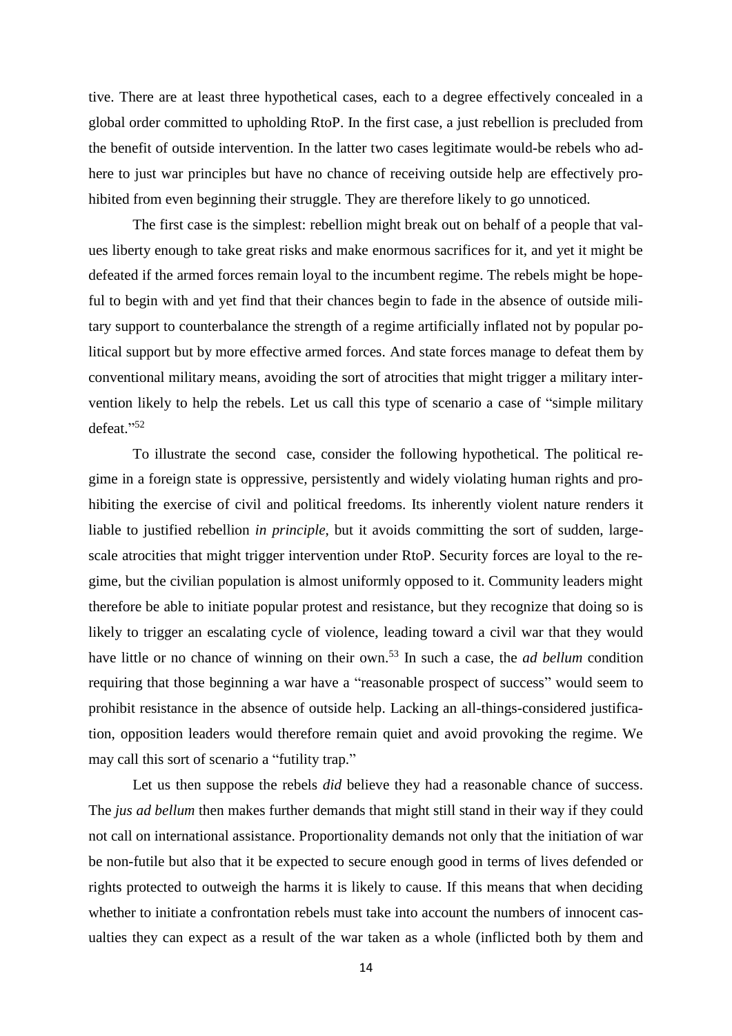tive. There are at least three hypothetical cases, each to a degree effectively concealed in a global order committed to upholding RtoP. In the first case, a just rebellion is precluded from the benefit of outside intervention. In the latter two cases legitimate would-be rebels who adhere to just war principles but have no chance of receiving outside help are effectively prohibited from even beginning their struggle. They are therefore likely to go unnoticed.

The first case is the simplest: rebellion might break out on behalf of a people that values liberty enough to take great risks and make enormous sacrifices for it, and yet it might be defeated if the armed forces remain loyal to the incumbent regime. The rebels might be hopeful to begin with and yet find that their chances begin to fade in the absence of outside military support to counterbalance the strength of a regime artificially inflated not by popular political support but by more effective armed forces. And state forces manage to defeat them by conventional military means, avoiding the sort of atrocities that might trigger a military intervention likely to help the rebels. Let us call this type of scenario a case of "simple military defeat."[52]

To illustrate the second case, consider the following hypothetical. The political regime in a foreign state is oppressive, persistently and widely violating human rights and prohibiting the exercise of civil and political freedoms. Its inherently violent nature renders it liable to justified rebellion *in principle*, but it avoids committing the sort of sudden, large-scale atrocities that might trigger intervention under RtoP. Security forces are loyal to the regime, but the civilian population is almost uniformly opposed to it. Community leaders might therefore be able to initiate popular protest and resistance, but they recognize that doing so is likely to trigger an escalating cycle of violence, leading toward a civil war that they would have little or no chance of winning on their own.[53] In such a case, the *ad bellum* condition requiring that those beginning a war have a "reasonable prospect of success" would seem to prohibit resistance in the absence of outside help. Lacking an all-things-considered justification, opposition leaders would therefore remain quiet and avoid provoking the regime. We may call this sort of scenario a "futility trap."

Let us then suppose the rebels *did* believe they had a reasonable chance of success. The *jus ad bellum* then makes further demands that might still stand in their way if they could not call on international assistance. Proportionality demands not only that the initiation of war be non-futile but also that it be expected to secure enough good in terms of lives defended or rights protected to outweigh the harms it is likely to cause. If this means that when deciding whether to initiate a confrontation rebels must take into account the numbers of innocent casualties they can expect as a result of the war taken as a whole (inflicted both by them and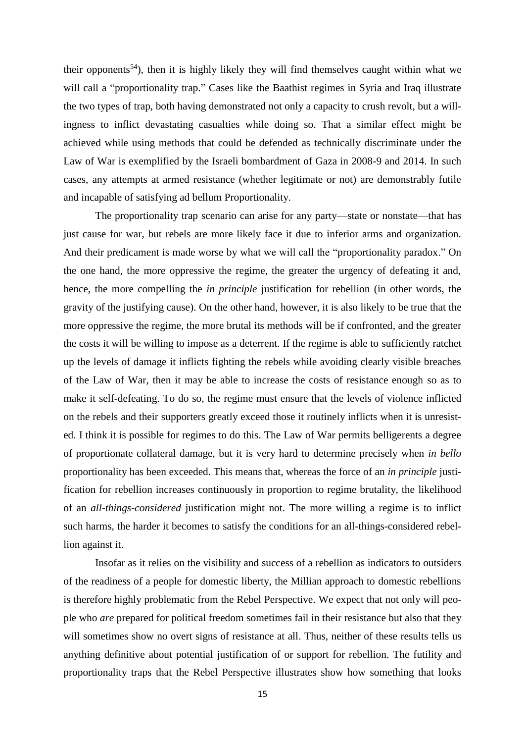their opponents[54]), then it is highly likely they will find themselves caught within what we will call a "proportionality trap." Cases like the Baathist regimes in Syria and Iraq illustrate the two types of trap, both having demonstrated not only a capacity to crush revolt, but a willingness to inflict devastating casualties while doing so. That a similar effect might be achieved while using methods that could be defended as technically discriminate under the Law of War is exemplified by the Israeli bombardment of Gaza in 2008-9 and 2014. In such cases, any attempts at armed resistance (whether legitimate or not) are demonstrably futile and incapable of satisfying ad bellum Proportionality.

The proportionality trap scenario can arise for any party—state or nonstate—that has just cause for war, but rebels are more likely face it due to inferior arms and organization. And their predicament is made worse by what we will call the "proportionality paradox." On the one hand, the more oppressive the regime, the greater the urgency of defeating it and, hence, the more compelling the *in principle* justification for rebellion (in other words, the gravity of the justifying cause). On the other hand, however, it is also likely to be true that the more oppressive the regime, the more brutal its methods will be if confronted, and the greater the costs it will be willing to impose as a deterrent. If the regime is able to sufficiently ratchet up the levels of damage it inflicts fighting the rebels while avoiding clearly visible breaches of the Law of War, then it may be able to increase the costs of resistance enough so as to make it self-defeating. To do so, the regime must ensure that the levels of violence inflicted on the rebels and their supporters greatly exceed those it routinely inflicts when it is unresisted. I think it is possible for regimes to do this. The Law of War permits belligerents a degree of proportionate collateral damage, but it is very hard to determine precisely when *in bello* proportionality has been exceeded. This means that, whereas the force of an *in principle* justification for rebellion increases continuously in proportion to regime brutality, the likelihood of an *all-things-considered* justification might not. The more willing a regime is to inflict such harms, the harder it becomes to satisfy the conditions for an all-things-considered rebellion against it.

Insofar as it relies on the visibility and success of a rebellion as indicators to outsiders of the readiness of a people for domestic liberty, the Millian approach to domestic rebellions is therefore highly problematic from the Rebel Perspective. We expect that not only will people who *are* prepared for political freedom sometimes fail in their resistance but also that they will sometimes show no overt signs of resistance at all. Thus, neither of these results tells us anything definitive about potential justification of or support for rebellion. The futility and proportionality traps that the Rebel Perspective illustrates show how something that looks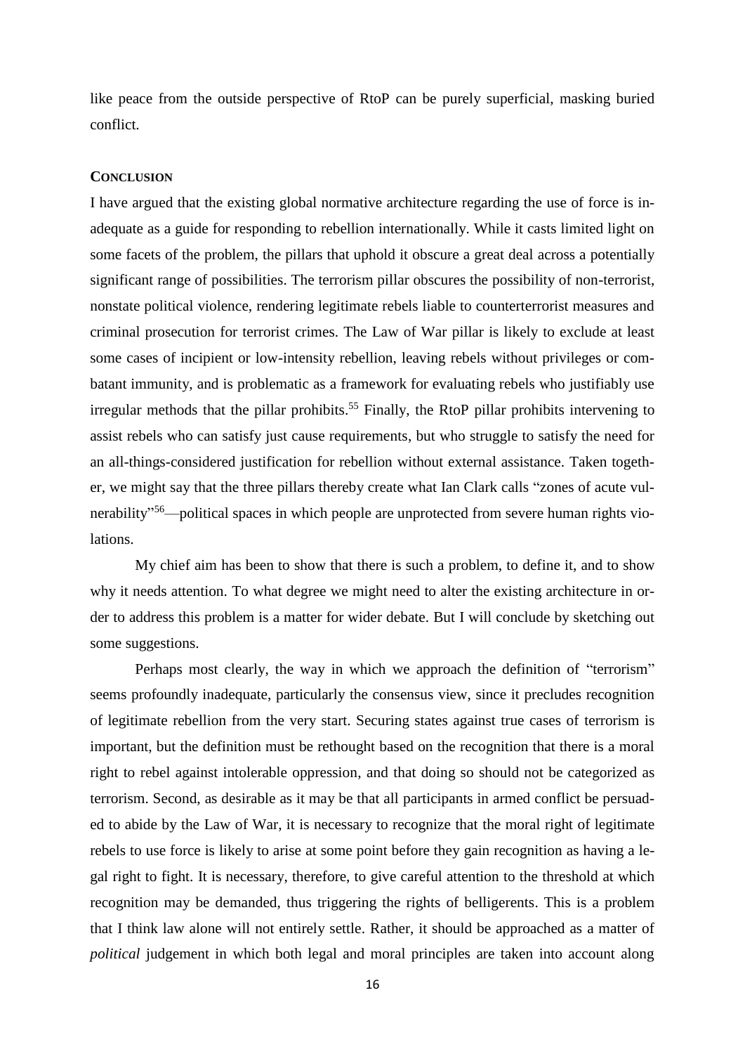like peace from the outside perspective of RtoP can be purely superficial, masking buried conflict.

## CONCLUSION

I have argued that the existing global normative architecture regarding the use of force is inadequate as a guide for responding to rebellion internationally. While it casts limited light on some facets of the problem, the pillars that uphold it obscure a great deal across a potentially significant range of possibilities. The terrorism pillar obscures the possibility of non-terrorist, nonstate political violence, rendering legitimate rebels liable to counterterrorist measures and criminal prosecution for terrorist crimes. The Law of War pillar is likely to exclude at least some cases of incipient or low-intensity rebellion, leaving rebels without privileges or combatant immunity, and is problematic as a framework for evaluating rebels who justifiably use irregular methods that the pillar prohibits.[55] Finally, the RtoP pillar prohibits intervening to assist rebels who can satisfy just cause requirements, but who struggle to satisfy the need for an all-things-considered justification for rebellion without external assistance. Taken together, we might say that the three pillars thereby create what Ian Clark calls "zones of acute vulnerability"[56]—political spaces in which people are unprotected from severe human rights violations.

My chief aim has been to show that there is such a problem, to define it, and to show why it needs attention. To what degree we might need to alter the existing architecture in order to address this problem is a matter for wider debate. But I will conclude by sketching out some suggestions.

Perhaps most clearly, the way in which we approach the definition of "terrorism" seems profoundly inadequate, particularly the consensus view, since it precludes recognition of legitimate rebellion from the very start. Securing states against true cases of terrorism is important, but the definition must be rethought based on the recognition that there is a moral right to rebel against intolerable oppression, and that doing so should not be categorized as terrorism. Second, as desirable as it may be that all participants in armed conflict be persuaded to abide by the Law of War, it is necessary to recognize that the moral right of legitimate rebels to use force is likely to arise at some point before they gain recognition as having a legal right to fight. It is necessary, therefore, to give careful attention to the threshold at which recognition may be demanded, thus triggering the rights of belligerents. This is a problem that I think law alone will not entirely settle. Rather, it should be approached as a matter of *political* judgement in which both legal and moral principles are taken into account along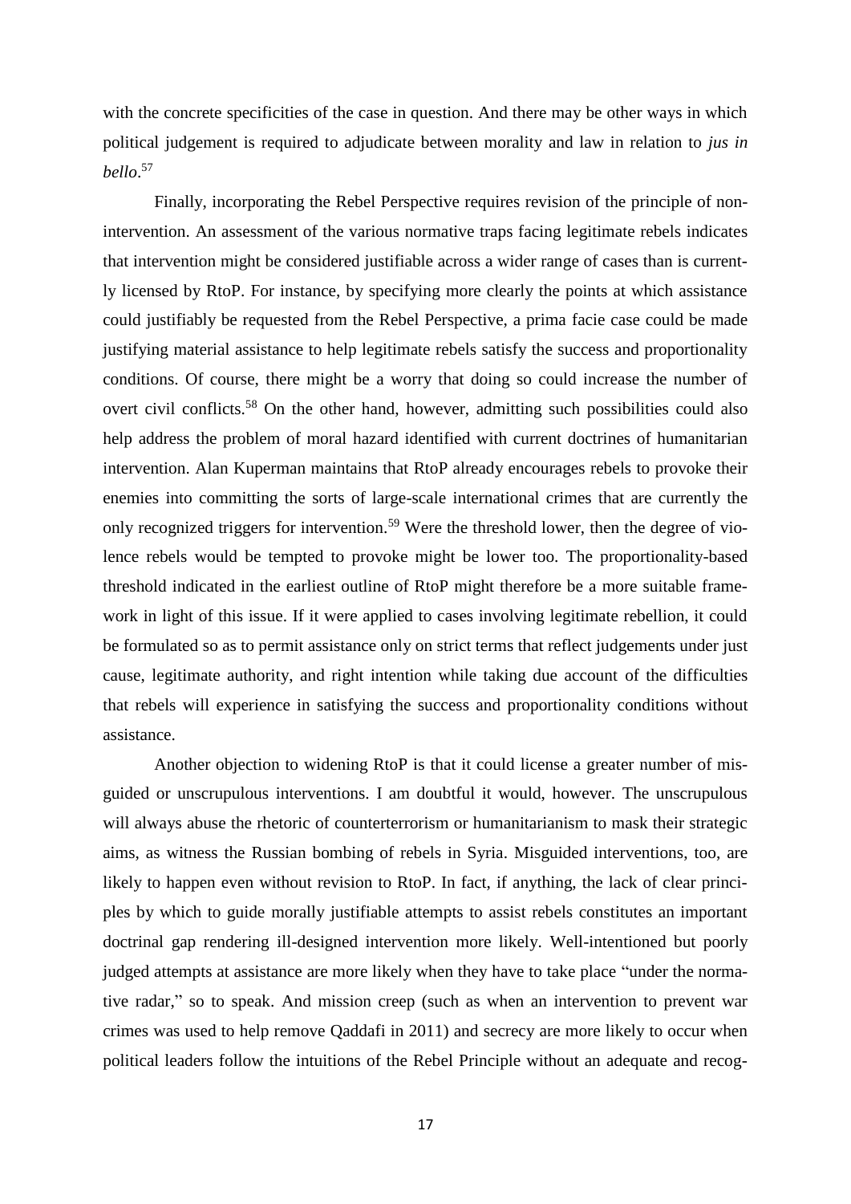with the concrete specificities of the case in question. And there may be other ways in which political judgement is required to adjudicate between morality and law in relation to *jus in bello*.[57]

Finally, incorporating the Rebel Perspective requires revision of the principle of non-intervention. An assessment of the various normative traps facing legitimate rebels indicates that intervention might be considered justifiable across a wider range of cases than is currently licensed by RtoP. For instance, by specifying more clearly the points at which assistance could justifiably be requested from the Rebel Perspective, a prima facie case could be made justifying material assistance to help legitimate rebels satisfy the success and proportionality conditions. Of course, there might be a worry that doing so could increase the number of overt civil conflicts.[58] On the other hand, however, admitting such possibilities could also help address the problem of moral hazard identified with current doctrines of humanitarian intervention. Alan Kuperman maintains that RtoP already encourages rebels to provoke their enemies into committing the sorts of large-scale international crimes that are currently the only recognized triggers for intervention.[59] Were the threshold lower, then the degree of violence rebels would be tempted to provoke might be lower too. The proportionality-based threshold indicated in the earliest outline of RtoP might therefore be a more suitable framework in light of this issue. If it were applied to cases involving legitimate rebellion, it could be formulated so as to permit assistance only on strict terms that reflect judgements under just cause, legitimate authority, and right intention while taking due account of the difficulties that rebels will experience in satisfying the success and proportionality conditions without assistance.

Another objection to widening RtoP is that it could license a greater number of misguided or unscrupulous interventions. I am doubtful it would, however. The unscrupulous will always abuse the rhetoric of counterterrorism or humanitarianism to mask their strategic aims, as witness the Russian bombing of rebels in Syria. Misguided interventions, too, are likely to happen even without revision to RtoP. In fact, if anything, the lack of clear principles by which to guide morally justifiable attempts to assist rebels constitutes an important doctrinal gap rendering ill-designed intervention more likely. Well-intentioned but poorly judged attempts at assistance are more likely when they have to take place "under the normative radar," so to speak. And mission creep (such as when an intervention to prevent war crimes was used to help remove Qaddafi in 2011) and secrecy are more likely to occur when political leaders follow the intuitions of the Rebel Principle without an adequate and recog-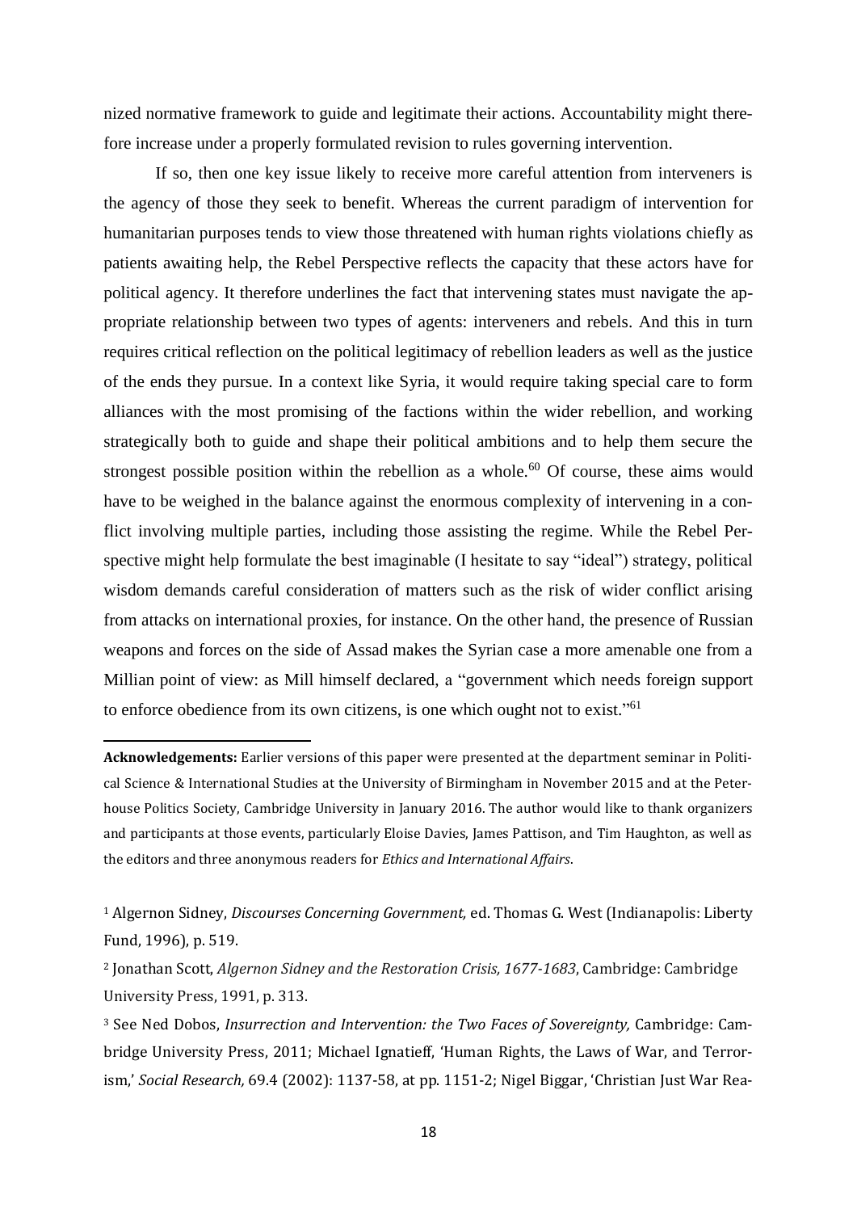nized normative framework to guide and legitimate their actions. Accountability might therefore increase under a properly formulated revision to rules governing intervention.

If so, then one key issue likely to receive more careful attention from interveners is the agency of those they seek to benefit. Whereas the current paradigm of intervention for humanitarian purposes tends to view those threatened with human rights violations chiefly as patients awaiting help, the Rebel Perspective reflects the capacity that these actors have for political agency. It therefore underlines the fact that intervening states must navigate the appropriate relationship between two types of agents: interveners and rebels. And this in turn requires critical reflection on the political legitimacy of rebellion leaders as well as the justice of the ends they pursue. In a context like Syria, it would require taking special care to form alliances with the most promising of the factions within the wider rebellion, and working strategically both to guide and shape their political ambitions and to help them secure the strongest possible position within the rebellion as a whole.[60] Of course, these aims would have to be weighed in the balance against the enormous complexity of intervening in a conflict involving multiple parties, including those assisting the regime. While the Rebel Perspective might help formulate the best imaginable (I hesitate to say "ideal") strategy, political wisdom demands careful consideration of matters such as the risk of wider conflict arising from attacks on international proxies, for instance. On the other hand, the presence of Russian weapons and forces on the side of Assad makes the Syrian case a more amenable one from a Millian point of view: as Mill himself declared, a "government which needs foreign support to enforce obedience from its own citizens, is one which ought not to exist."[61]

---

**Acknowledgements:** Earlier versions of this paper were presented at the department seminar in Political Science & International Studies at the University of Birmingham in November 2015 and at the Peterhouse Politics Society, Cambridge University in January 2016. The author would like to thank organizers and participants at those events, particularly Eloise Davies, James Pattison, and Tim Haughton, as well as the editors and three anonymous readers for *Ethics and International Affairs*.

[1] Algernon Sidney, *Discourses Concerning Government,* ed. Thomas G. West (Indianapolis: Liberty Fund, 1996), p. 519.

[2] Jonathan Scott, *Algernon Sidney and the Restoration Crisis, 1677-1683*, Cambridge: Cambridge University Press, 1991, p. 313.

[3] See Ned Dobos, *Insurrection and Intervention: the Two Faces of Sovereignty,* Cambridge: Cambridge University Press, 2011; Michael Ignatieff, 'Human Rights, the Laws of War, and Terrorism,' *Social Research,* 69.4 (2002): 1137-58, at pp. 1151-2; Nigel Biggar, 'Christian Just War Rea-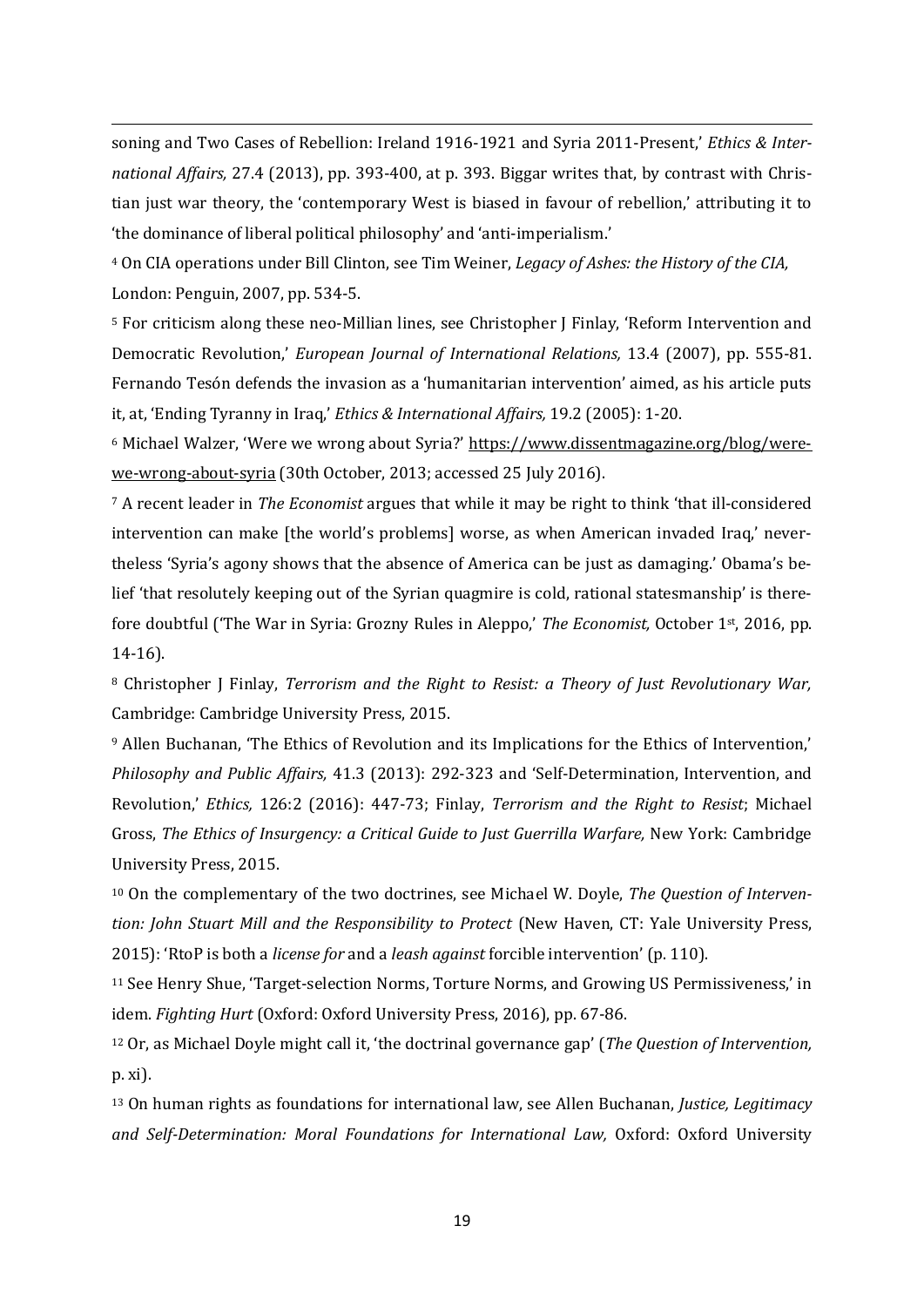soning and Two Cases of Rebellion: Ireland 1916-1921 and Syria 2011-Present,' *Ethics & International Affairs,* 27.4 (2013), pp. 393-400, at p. 393. Biggar writes that, by contrast with Christian just war theory, the 'contemporary West is biased in favour of rebellion,' attributing it to 'the dominance of liberal political philosophy' and 'anti-imperialism.'

[4] On CIA operations under Bill Clinton, see Tim Weiner, *Legacy of Ashes: the History of the CIA,* London: Penguin, 2007, pp. 534-5.

[5] For criticism along these neo-Millian lines, see Christopher J Finlay, 'Reform Intervention and Democratic Revolution,' *European Journal of International Relations,* 13.4 (2007), pp. 555-81. Fernando Tesón defends the invasion as a 'humanitarian intervention' aimed, as his article puts it, at, 'Ending Tyranny in Iraq,' *Ethics & International Affairs,* 19.2 (2005): 1-20.

[6] Michael Walzer, 'Were we wrong about Syria?' https://www.dissentmagazine.org/blog/were-we-wrong-about-syria (30th October, 2013; accessed 25 July 2016).

[7] A recent leader in *The Economist* argues that while it may be right to think 'that ill-considered intervention can make [the world's problems] worse, as when American invaded Iraq,' nevertheless 'Syria's agony shows that the absence of America can be just as damaging.' Obama's belief 'that resolutely keeping out of the Syrian quagmire is cold, rational statesmanship' is therefore doubtful ('The War in Syria: Grozny Rules in Aleppo,' *The Economist,* October 1st, 2016, pp. 14-16).

[8] Christopher J Finlay, *Terrorism and the Right to Resist: a Theory of Just Revolutionary War,* Cambridge: Cambridge University Press, 2015.

[9] Allen Buchanan, 'The Ethics of Revolution and its Implications for the Ethics of Intervention,' *Philosophy and Public Affairs,* 41.3 (2013): 292-323 and 'Self-Determination, Intervention, and Revolution,' *Ethics,* 126:2 (2016): 447-73; Finlay, *Terrorism and the Right to Resist*; Michael Gross, *The Ethics of Insurgency: a Critical Guide to Just Guerrilla Warfare,* New York: Cambridge University Press, 2015.

[10] On the complementary of the two doctrines, see Michael W. Doyle, *The Question of Intervention: John Stuart Mill and the Responsibility to Protect* (New Haven, CT: Yale University Press, 2015): 'RtoP is both a *license for* and a *leash against* forcible intervention' (p. 110).

[11] See Henry Shue, 'Target-selection Norms, Torture Norms, and Growing US Permissiveness,' in idem. *Fighting Hurt* (Oxford: Oxford University Press, 2016), pp. 67-86.

[12] Or, as Michael Doyle might call it, 'the doctrinal governance gap' (*The Question of Intervention,* p. xi).

[13] On human rights as foundations for international law, see Allen Buchanan, *Justice, Legitimacy and Self-Determination: Moral Foundations for International Law,* Oxford: Oxford University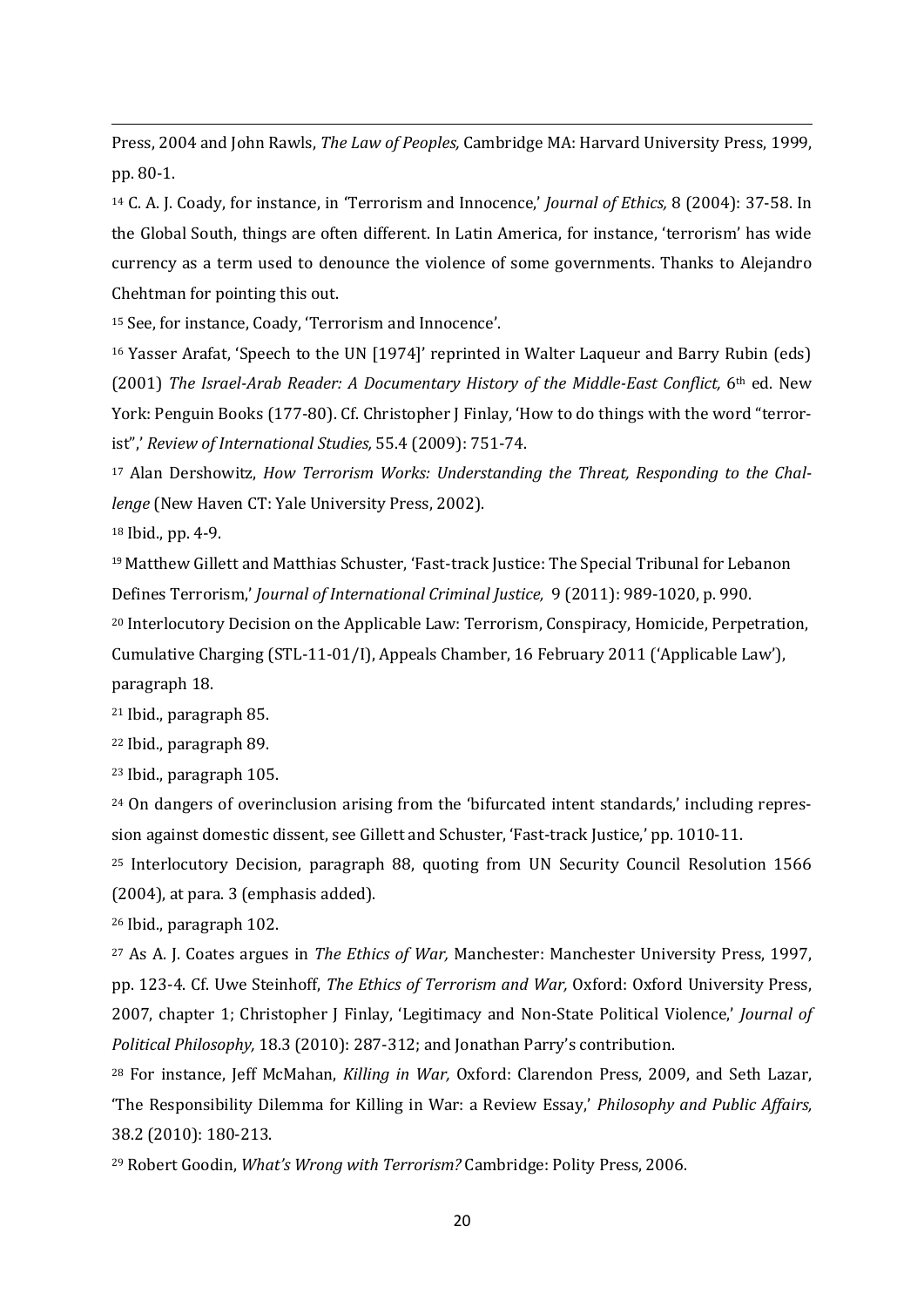Press, 2004 and John Rawls, *The Law of Peoples,* Cambridge MA: Harvard University Press, 1999, pp. 80-1.

[14] C. A. J. Coady, for instance, in 'Terrorism and Innocence,' *Journal of Ethics,* 8 (2004): 37-58. In the Global South, things are often different. In Latin America, for instance, 'terrorism' has wide currency as a term used to denounce the violence of some governments. Thanks to Alejandro Chehtman for pointing this out.

[15] See, for instance, Coady, 'Terrorism and Innocence'.

[16] Yasser Arafat, 'Speech to the UN [1974]' reprinted in Walter Laqueur and Barry Rubin (eds) (2001) *The Israel-Arab Reader: A Documentary History of the Middle-East Conflict,* 6th ed. New York: Penguin Books (177-80). Cf. Christopher J Finlay, 'How to do things with the word "terrorist",' *Review of International Studies,* 55.4 (2009): 751-74.

[17] Alan Dershowitz, *How Terrorism Works: Understanding the Threat, Responding to the Challenge* (New Haven CT: Yale University Press, 2002).

[18] Ibid., pp. 4-9.

[19] Matthew Gillett and Matthias Schuster, 'Fast-track Justice: The Special Tribunal for Lebanon Defines Terrorism,' *Journal of International Criminal Justice,* 9 (2011): 989-1020, p. 990.

[20] Interlocutory Decision on the Applicable Law: Terrorism, Conspiracy, Homicide, Perpetration, Cumulative Charging (STL-11-01/I), Appeals Chamber, 16 February 2011 ('Applicable Law'), paragraph 18.

[21] Ibid., paragraph 85.

[22] Ibid., paragraph 89.

[23] Ibid., paragraph 105.

[24] On dangers of overinclusion arising from the 'bifurcated intent standards,' including repression against domestic dissent, see Gillett and Schuster, 'Fast-track Justice,' pp. 1010-11.

[25] Interlocutory Decision, paragraph 88, quoting from UN Security Council Resolution 1566 (2004), at para. 3 (emphasis added).

[26] Ibid., paragraph 102.

[27] As A. J. Coates argues in *The Ethics of War,* Manchester: Manchester University Press, 1997, pp. 123-4. Cf. Uwe Steinhoff, *The Ethics of Terrorism and War,* Oxford: Oxford University Press, 2007, chapter 1; Christopher J Finlay, 'Legitimacy and Non-State Political Violence,' *Journal of Political Philosophy,* 18.3 (2010): 287-312; and Jonathan Parry's contribution.

[28] For instance, Jeff McMahan, *Killing in War,* Oxford: Clarendon Press, 2009, and Seth Lazar, 'The Responsibility Dilemma for Killing in War: a Review Essay,' *Philosophy and Public Affairs,* 38.2 (2010): 180-213.

[29] Robert Goodin, *What's Wrong with Terrorism?* Cambridge: Polity Press, 2006.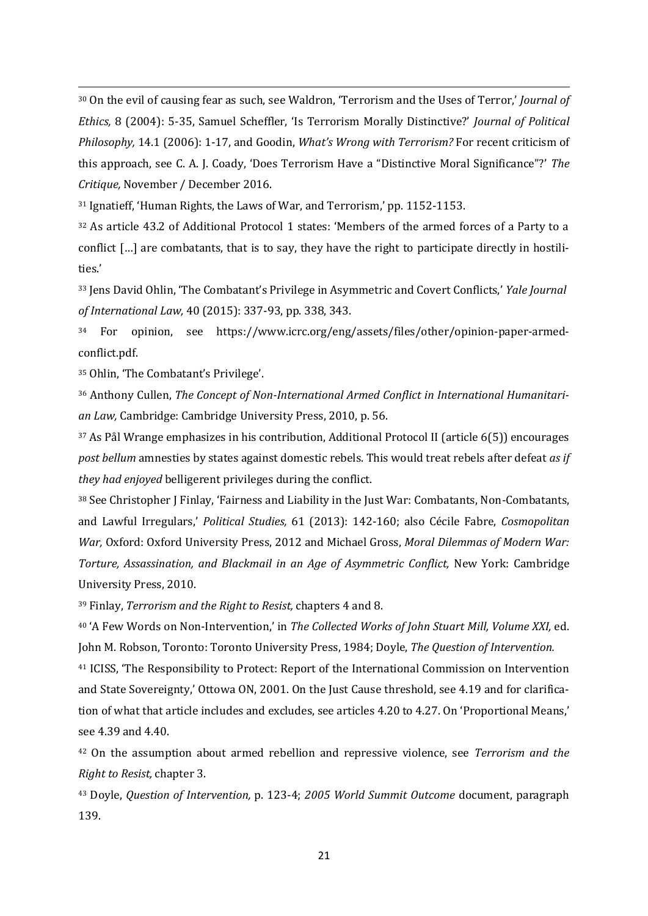[30] On the evil of causing fear as such, see Waldron, 'Terrorism and the Uses of Terror,' *Journal of Ethics,* 8 (2004): 5-35, Samuel Scheffler, 'Is Terrorism Morally Distinctive?' *Journal of Political Philosophy,* 14.1 (2006): 1-17, and Goodin, *What's Wrong with Terrorism?* For recent criticism of this approach, see C. A. J. Coady, 'Does Terrorism Have a "Distinctive Moral Significance"?' *The Critique,* November / December 2016.

[31] Ignatieff, 'Human Rights, the Laws of War, and Terrorism,' pp. 1152-1153.

[32] As article 43.2 of Additional Protocol 1 states: 'Members of the armed forces of a Party to a conflict […] are combatants, that is to say, they have the right to participate directly in hostilities.'

[33] Jens David Ohlin, 'The Combatant's Privilege in Asymmetric and Covert Conflicts,' *Yale Journal of International Law,* 40 (2015): 337-93, pp. 338, 343.

[34] For opinion, see https://www.icrc.org/eng/assets/files/other/opinion-paper-armed-conflict.pdf.

[35] Ohlin, 'The Combatant's Privilege'.

[36] Anthony Cullen, *The Concept of Non-International Armed Conflict in International Humanitarian Law,* Cambridge: Cambridge University Press, 2010, p. 56.

[37] As Pål Wrange emphasizes in his contribution, Additional Protocol II (article 6(5)) encourages *post bellum* amnesties by states against domestic rebels. This would treat rebels after defeat *as if they had enjoyed* belligerent privileges during the conflict.

[38] See Christopher J Finlay, 'Fairness and Liability in the Just War: Combatants, Non-Combatants, and Lawful Irregulars,' *Political Studies,* 61 (2013): 142-160; also Cécile Fabre, *Cosmopolitan War,* Oxford: Oxford University Press, 2012 and Michael Gross, *Moral Dilemmas of Modern War: Torture, Assassination, and Blackmail in an Age of Asymmetric Conflict,* New York: Cambridge University Press, 2010.

[39] Finlay, *Terrorism and the Right to Resist,* chapters 4 and 8.

[40] 'A Few Words on Non-Intervention,' in *The Collected Works of John Stuart Mill, Volume XXI,* ed. John M. Robson, Toronto: Toronto University Press, 1984; Doyle, *The Question of Intervention.*

[41] ICISS, 'The Responsibility to Protect: Report of the International Commission on Intervention and State Sovereignty,' Ottowa ON, 2001. On the Just Cause threshold, see 4.19 and for clarification of what that article includes and excludes, see articles 4.20 to 4.27. On 'Proportional Means,' see 4.39 and 4.40.

[42] On the assumption about armed rebellion and repressive violence, see *Terrorism and the Right to Resist,* chapter 3.

[43] Doyle, *Question of Intervention,* p. 123-4; *2005 World Summit Outcome* document, paragraph 139.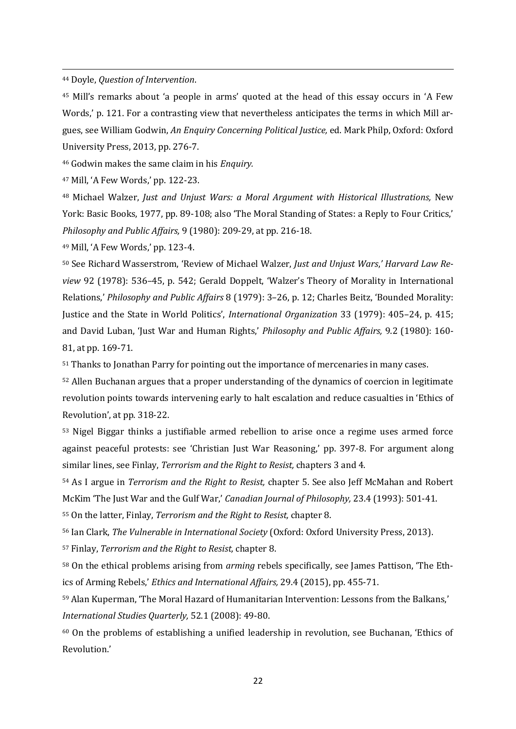[44] Doyle, *Question of Intervention*.

[45] Mill's remarks about 'a people in arms' quoted at the head of this essay occurs in 'A Few Words,' p. 121. For a contrasting view that nevertheless anticipates the terms in which Mill argues, see William Godwin, *An Enquiry Concerning Political Justice,* ed. Mark Philp, Oxford: Oxford University Press, 2013, pp. 276-7.

[46] Godwin makes the same claim in his *Enquiry.*

[47] Mill, 'A Few Words,' pp. 122-23.

[48] Michael Walzer, *Just and Unjust Wars: a Moral Argument with Historical Illustrations,* New York: Basic Books, 1977, pp. 89-108; also 'The Moral Standing of States: a Reply to Four Critics,' *Philosophy and Public Affairs,* 9 (1980): 209-29, at pp. 216-18.

[49] Mill, 'A Few Words,' pp. 123-4.

[50] See Richard Wasserstrom, 'Review of Michael Walzer, *Just and Unjust Wars*,' *Harvard Law Review* 92 (1978): 536–45, p. 542; Gerald Doppelt, 'Walzer's Theory of Morality in International Relations,' *Philosophy and Public Affairs* 8 (1979): 3–26, p. 12; Charles Beitz, 'Bounded Morality: Justice and the State in World Politics', *International Organization* 33 (1979): 405–24, p. 415; and David Luban, 'Just War and Human Rights,' *Philosophy and Public Affairs,* 9.2 (1980): 160-81, at pp. 169-71.

[51] Thanks to Jonathan Parry for pointing out the importance of mercenaries in many cases.

[52] Allen Buchanan argues that a proper understanding of the dynamics of coercion in legitimate revolution points towards intervening early to halt escalation and reduce casualties in 'Ethics of Revolution', at pp. 318-22.

[53] Nigel Biggar thinks a justifiable armed rebellion to arise once a regime uses armed force against peaceful protests: see 'Christian Just War Reasoning,' pp. 397-8. For argument along similar lines, see Finlay, *Terrorism and the Right to Resist,* chapters 3 and 4.

[54] As I argue in *Terrorism and the Right to Resist,* chapter 5. See also Jeff McMahan and Robert McKim 'The Just War and the Gulf War,' *Canadian Journal of Philosophy,* 23.4 (1993): 501-41.

[55] On the latter, Finlay, *Terrorism and the Right to Resist,* chapter 8.

[56] Ian Clark, *The Vulnerable in International Society* (Oxford: Oxford University Press, 2013).

[57] Finlay, *Terrorism and the Right to Resist,* chapter 8.

[58] On the ethical problems arising from *arming* rebels specifically, see James Pattison, 'The Ethics of Arming Rebels,' *Ethics and International Affairs,* 29.4 (2015), pp. 455-71.

[59] Alan Kuperman, 'The Moral Hazard of Humanitarian Intervention: Lessons from the Balkans,' *International Studies Quarterly,* 52.1 (2008): 49-80.

[60] On the problems of establishing a unified leadership in revolution, see Buchanan, 'Ethics of Revolution.'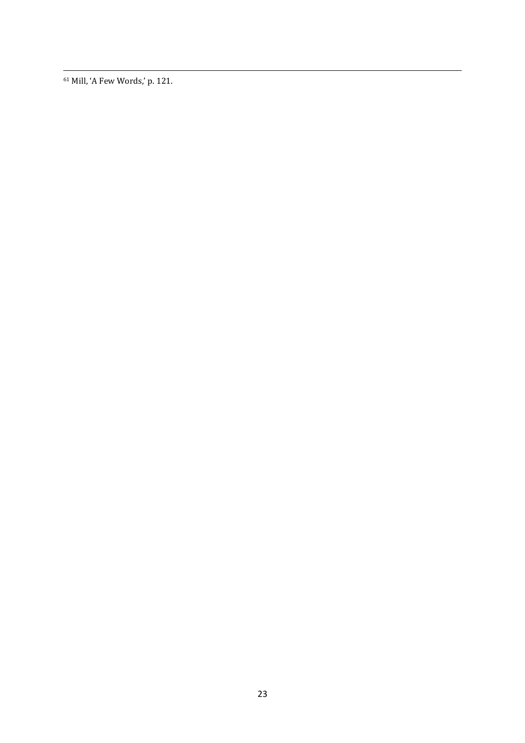[61] Mill, 'A Few Words,' p. 121.